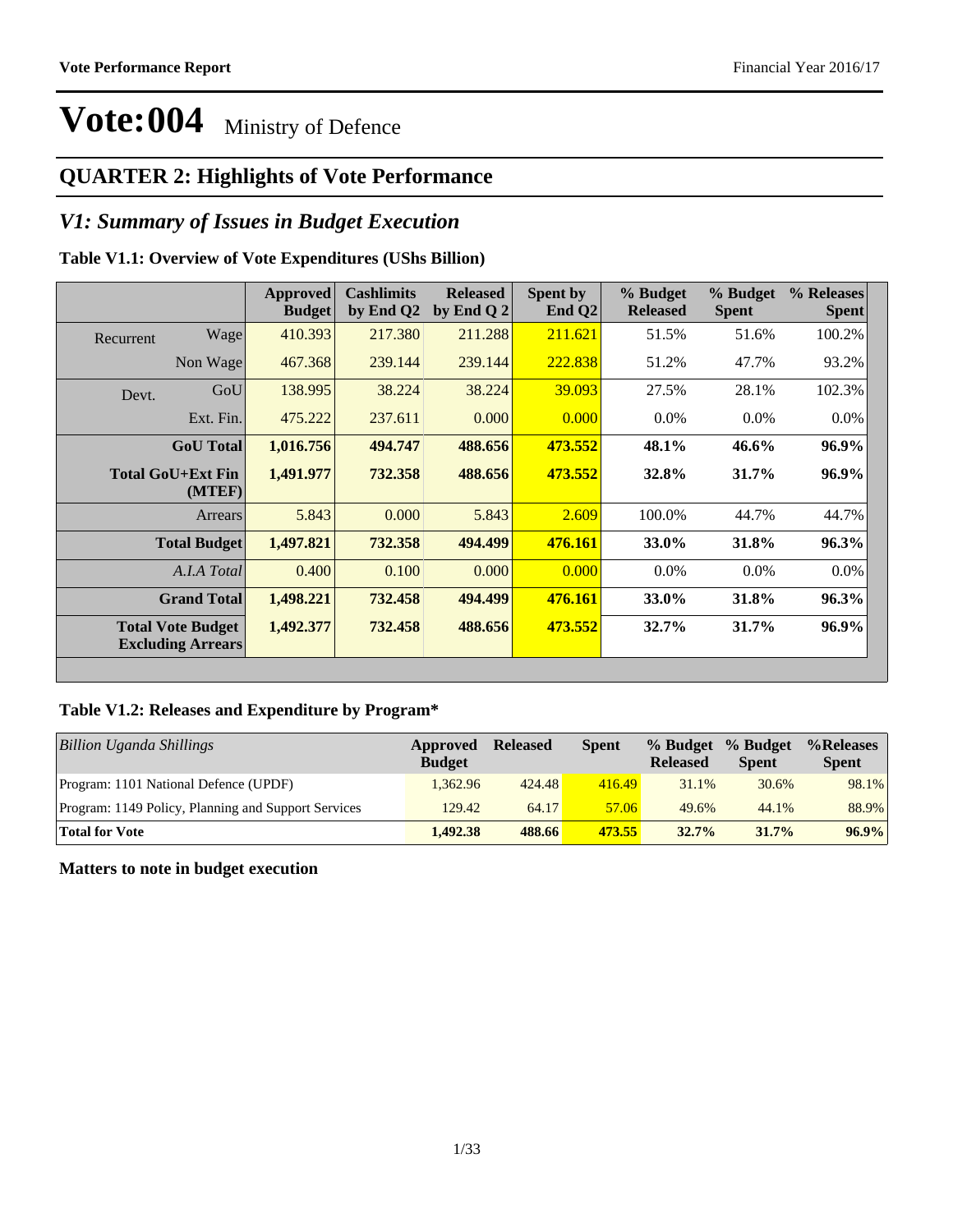# Vote:004 Ministry of Defence

## QUARTER 2: Highlights of Vote Performance

## *V1: Summary of Issues in Budget Execution*

**Table V1.1: Overview of Vote Expenditures (UShs Billion)**

| | | Approved Budget | Cashlimits by End Q2 | Released by End Q 2 | Spent by End Q2 | % Budget Released | % Budget Spent | % Releases Spent |
|---|---|---|---|---|---|---|---|---|
| Recurrent | Wage | 410.393 | 217.380 | 211.288 | 211.621 | 51.5% | 51.6% | 100.2% |
| | Non Wage | 467.368 | 239.144 | 239.144 | 222.838 | 51.2% | 47.7% | 93.2% |
| Devt. | GoU | 138.995 | 38.224 | 38.224 | 39.093 | 27.5% | 28.1% | 102.3% |
| | Ext. Fin. | 475.222 | 237.611 | 0.000 | 0.000 | 0.0% | 0.0% | 0.0% |
| | **GoU Total** | **1,016.756** | **494.747** | **488.656** | **473.552** | **48.1%** | **46.6%** | **96.9%** |
| | **Total GoU+Ext Fin (MTEF)** | **1,491.977** | **732.358** | **488.656** | **473.552** | **32.8%** | **31.7%** | **96.9%** |
| | Arrears | 5.843 | 0.000 | 5.843 | 2.609 | 100.0% | 44.7% | 44.7% |
| | **Total Budget** | **1,497.821** | **732.358** | **494.499** | **476.161** | **33.0%** | **31.8%** | **96.3%** |
| | *A.I.A Total* | 0.400 | 0.100 | 0.000 | 0.000 | 0.0% | 0.0% | 0.0% |
| | **Grand Total** | **1,498.221** | **732.458** | **494.499** | **476.161** | **33.0%** | **31.8%** | **96.3%** |
| | **Total Vote Budget Excluding Arrears** | **1,492.377** | **732.458** | **488.656** | **473.552** | **32.7%** | **31.7%** | **96.9%** |

**Table V1.2: Releases and Expenditure by Program***

| *Billion Uganda Shillings* | Approved Budget | Released | Spent | % Budget Released | % Budget Spent | %Releases Spent |
|---|---|---|---|---|---|---|
| Program: 1101 National Defence (UPDF) | 1,362.96 | 424.48 | 416.49 | 31.1% | 30.6% | 98.1% |
| Program: 1149 Policy, Planning and Support Services | 129.42 | 64.17 | 57.06 | 49.6% | 44.1% | 88.9% |
| **Total for Vote** | **1,492.38** | **488.66** | **473.55** | **32.7%** | **31.7%** | **96.9%** |

**Matters to note in budget execution**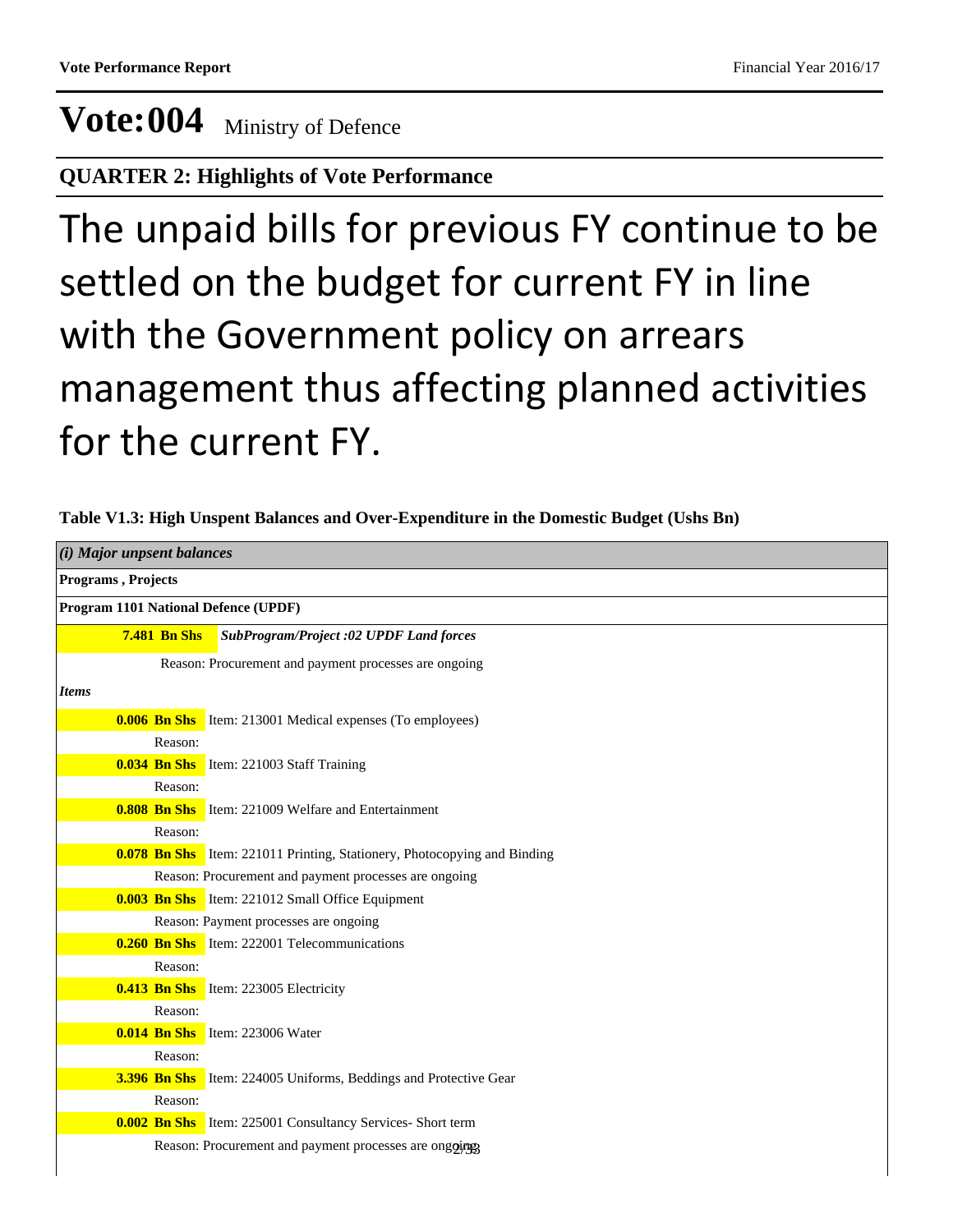# Vote:004 Ministry of Defence

## QUARTER 2: Highlights of Vote Performance

The unpaid bills for previous FY continue to be settled on the budget for current FY in line with the Government policy on arrears management thus affecting planned activities for the current FY.

**Table V1.3: High Unspent Balances and Over-Expenditure in the Domestic Budget (Ushs Bn)**

***(i) Major unpsent balances***

**Programs , Projects**

**Program 1101 National Defence (UPDF)**

**7.481 Bn Shs** ***SubProgram/Project :02 UPDF Land forces***

Reason: Procurement and payment processes are ongoing

***Items***

**0.006 Bn Shs** Item: 213001 Medical expenses (To employees)

Reason:

**0.034 Bn Shs** Item: 221003 Staff Training

Reason:

**0.808 Bn Shs** Item: 221009 Welfare and Entertainment

Reason:

**0.078 Bn Shs** Item: 221011 Printing, Stationery, Photocopying and Binding

Reason: Procurement and payment processes are ongoing

**0.003 Bn Shs** Item: 221012 Small Office Equipment

Reason: Payment processes are ongoing

**0.260 Bn Shs** Item: 222001 Telecommunications

Reason:

**0.413 Bn Shs** Item: 223005 Electricity

Reason:

**0.014 Bn Shs** Item: 223006 Water

Reason:

**3.396 Bn Shs** Item: 224005 Uniforms, Beddings and Protective Gear

Reason:

**0.002 Bn Shs** Item: 225001 Consultancy Services- Short term

Reason: Procurement and payment processes are ongoing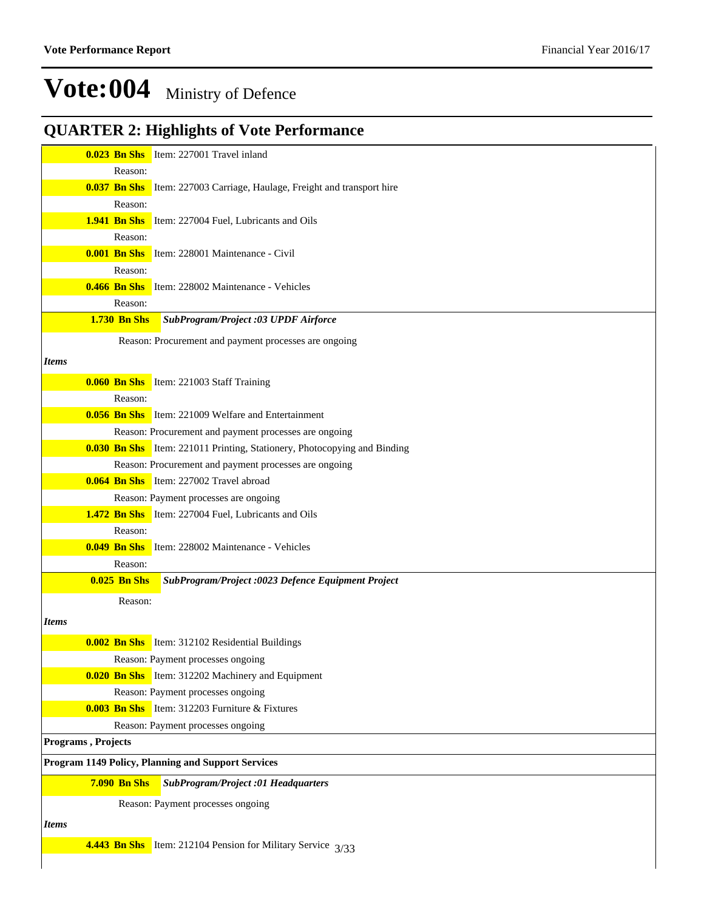# Vote:004 Ministry of Defence

## QUARTER 2: Highlights of Vote Performance

**0.023 Bn Shs** Item: 227001 Travel inland

Reason:

**0.037 Bn Shs** Item: 227003 Carriage, Haulage, Freight and transport hire

Reason:

**1.941 Bn Shs** Item: 227004 Fuel, Lubricants and Oils

Reason:

**0.001 Bn Shs** Item: 228001 Maintenance - Civil

Reason:

**0.466 Bn Shs** Item: 228002 Maintenance - Vehicles

Reason:

**1.730 Bn Shs** ***SubProgram/Project :03 UPDF Airforce***

Reason: Procurement and payment processes are ongoing

*Items*

**0.060 Bn Shs** Item: 221003 Staff Training

Reason:

**0.056 Bn Shs** Item: 221009 Welfare and Entertainment

Reason: Procurement and payment processes are ongoing

**0.030 Bn Shs** Item: 221011 Printing, Stationery, Photocopying and Binding

Reason: Procurement and payment processes are ongoing

**0.064 Bn Shs** Item: 227002 Travel abroad

Reason: Payment processes are ongoing

**1.472 Bn Shs** Item: 227004 Fuel, Lubricants and Oils

Reason:

**0.049 Bn Shs** Item: 228002 Maintenance - Vehicles

Reason:

**0.025 Bn Shs** ***SubProgram/Project :0023 Defence Equipment Project***

Reason:

*Items*

**0.002 Bn Shs** Item: 312102 Residential Buildings

Reason: Payment processes ongoing

**0.020 Bn Shs** Item: 312202 Machinery and Equipment

Reason: Payment processes ongoing

**0.003 Bn Shs** Item: 312203 Furniture & Fixtures

Reason: Payment processes ongoing

**Programs , Projects**

**Program 1149 Policy, Planning and Support Services**

**7.090 Bn Shs** ***SubProgram/Project :01 Headquarters***

Reason: Payment processes ongoing

*Items*

**4.443 Bn Shs** Item: 212104 Pension for Military Service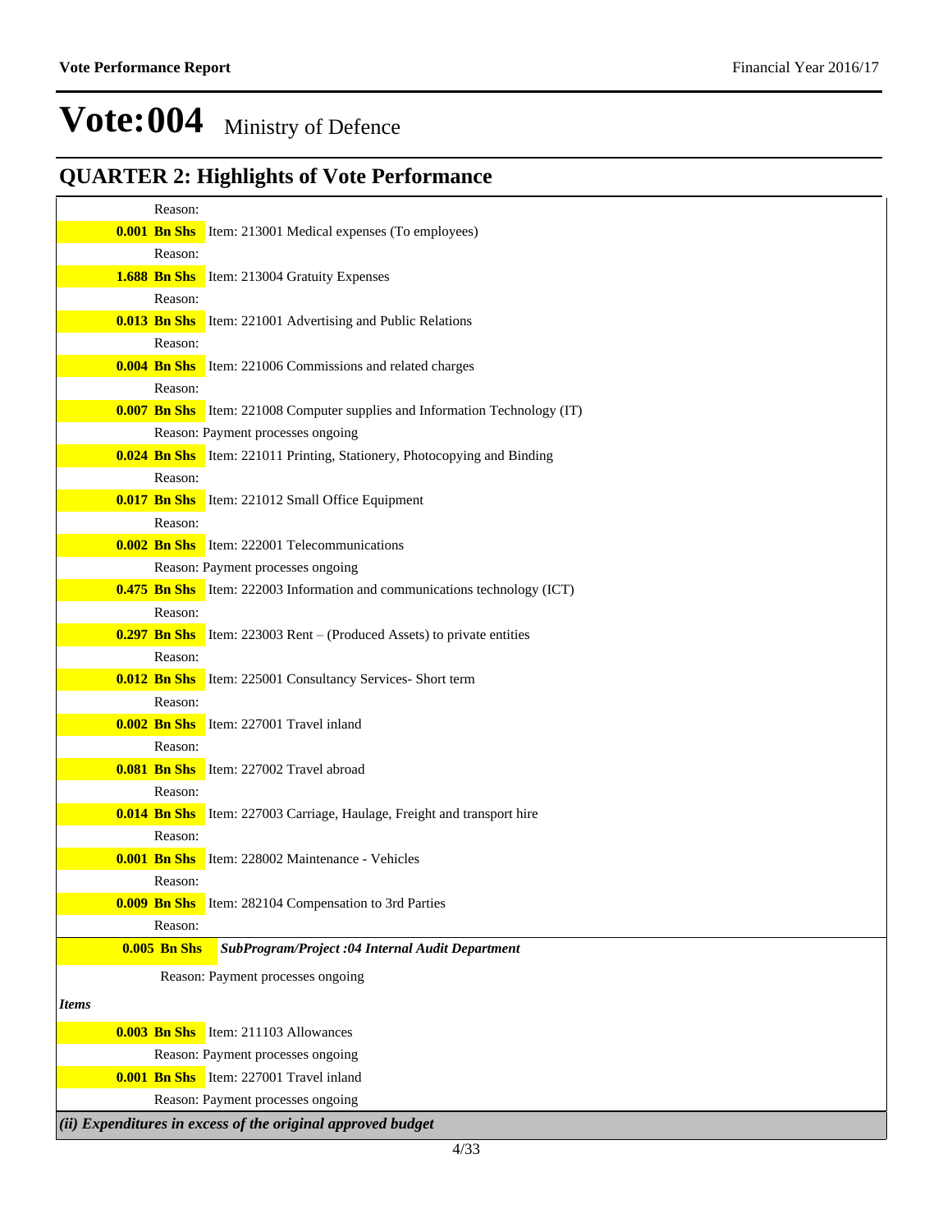# Vote:004 Ministry of Defence

## QUARTER 2: Highlights of Vote Performance

Reason:

**0.001 Bn Shs** Item: 213001 Medical expenses (To employees)

Reason:

**1.688 Bn Shs** Item: 213004 Gratuity Expenses

Reason:

**0.013 Bn Shs** Item: 221001 Advertising and Public Relations

Reason:

**0.004 Bn Shs** Item: 221006 Commissions and related charges

Reason:

**0.007 Bn Shs** Item: 221008 Computer supplies and Information Technology (IT)

Reason: Payment processes ongoing

**0.024 Bn Shs** Item: 221011 Printing, Stationery, Photocopying and Binding

Reason:

**0.017 Bn Shs** Item: 221012 Small Office Equipment

Reason:

**0.002 Bn Shs** Item: 222001 Telecommunications

Reason: Payment processes ongoing

**0.475 Bn Shs** Item: 222003 Information and communications technology (ICT)

Reason:

**0.297 Bn Shs** Item: 223003 Rent – (Produced Assets) to private entities

Reason:

**0.012 Bn Shs** Item: 225001 Consultancy Services- Short term

Reason:

**0.002 Bn Shs** Item: 227001 Travel inland

Reason:

**0.081 Bn Shs** Item: 227002 Travel abroad

Reason:

**0.014 Bn Shs** Item: 227003 Carriage, Haulage, Freight and transport hire

Reason:

**0.001 Bn Shs** Item: 228002 Maintenance - Vehicles

Reason:

**0.009 Bn Shs** Item: 282104 Compensation to 3rd Parties

Reason:

**0.005 Bn Shs** ***SubProgram/Project :04 Internal Audit Department***

Reason: Payment processes ongoing

***Items***

**0.003 Bn Shs** Item: 211103 Allowances

Reason: Payment processes ongoing

**0.001 Bn Shs** Item: 227001 Travel inland

Reason: Payment processes ongoing

***(ii) Expenditures in excess of the original approved budget***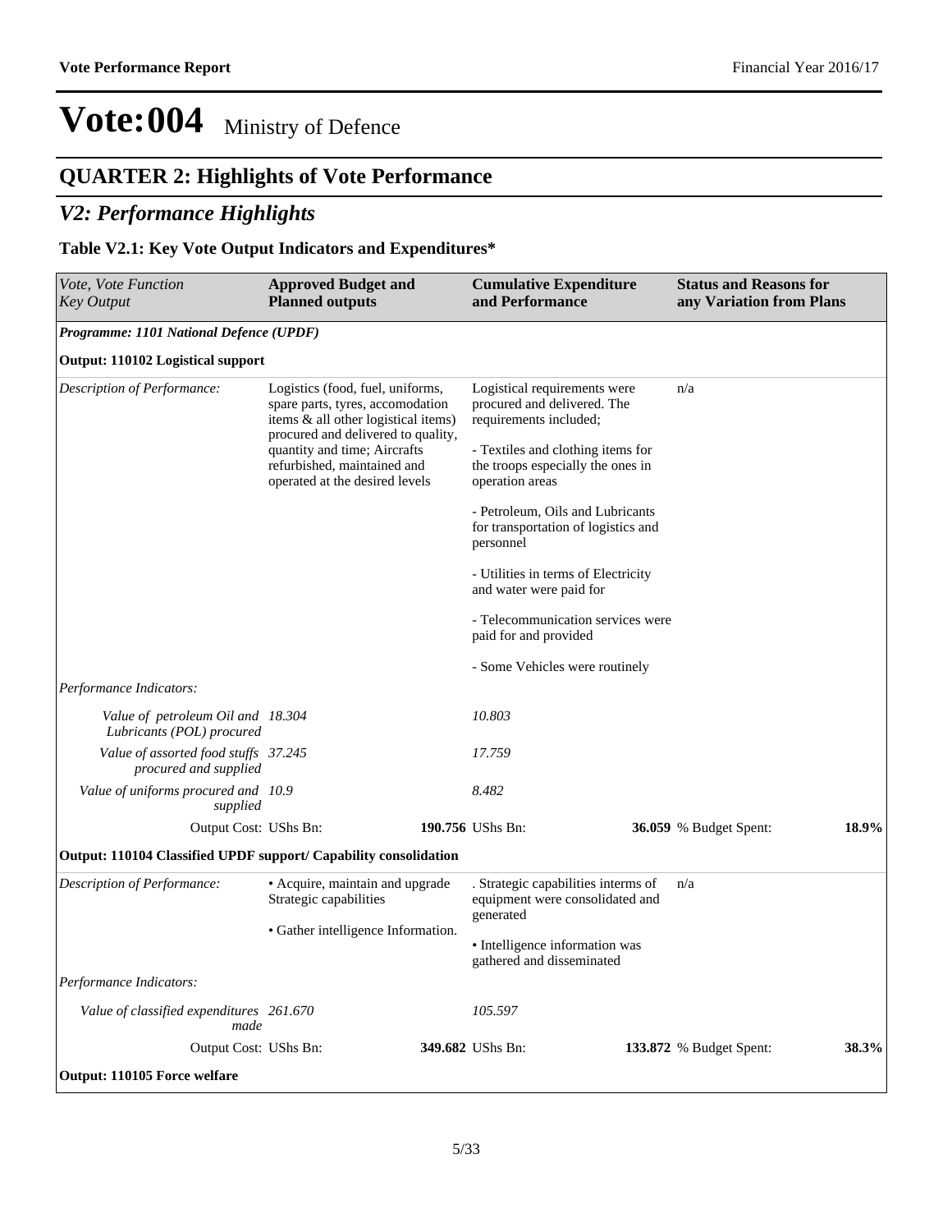# Vote:004 Ministry of Defence

## QUARTER 2: Highlights of Vote Performance

### V2: Performance Highlights

**Table V2.1: Key Vote Output Indicators and Expenditures***

| *Vote, Vote Function Key Output* | **Approved Budget and Planned outputs** | **Cumulative Expenditure and Performance** | **Status and Reasons for any Variation from Plans** |
|---|---|---|---|
| ***Programme: 1101 National Defence (UPDF)*** | | | |
| **Output: 110102 Logistical support** | | | |
| *Description of Performance:* | Logistics (food, fuel, uniforms, spare parts, tyres, accomodation items & all other logistical items) procured and delivered to quality, quantity and time; Aircrafts refurbished, maintained and operated at the desired levels | Logistical requirements were procured and delivered. The requirements included;<br><br>- Textiles and clothing items for the troops especially the ones in operation areas<br><br>- Petroleum, Oils and Lubricants for transportation of logistics and personnel<br><br>- Utilities in terms of Electricity and water were paid for<br><br>- Telecommunication services were paid for and provided<br><br>- Some Vehicles were routinely | n/a |
| *Performance Indicators:* | | | |
| *Value of petroleum Oil and Lubricants (POL) procured* | *18.304* | *10.803* | |
| *Value of assorted food stuffs procured and supplied* | *37.245* | *17.759* | |
| *Value of uniforms procured and supplied* | *10.9* | *8.482* | |
| Output Cost: UShs Bn: | **190.756** | UShs Bn: **36.059** | % Budget Spent: **18.9%** |
| **Output: 110104 Classified UPDF support/ Capability consolidation** | | | |
| *Description of Performance:* | • Acquire, maintain and upgrade Strategic capabilities<br><br>• Gather intelligence Information. | . Strategic capabilities interms of equipment were consolidated and generated<br><br>• Intelligence information was gathered and disseminated | n/a |
| *Performance Indicators:* | | | |
| *Value of classified expenditures made* | *261.670* | *105.597* | |
| Output Cost: UShs Bn: | **349.682** | UShs Bn: **133.872** | % Budget Spent: **38.3%** |
| **Output: 110105 Force welfare** | | | |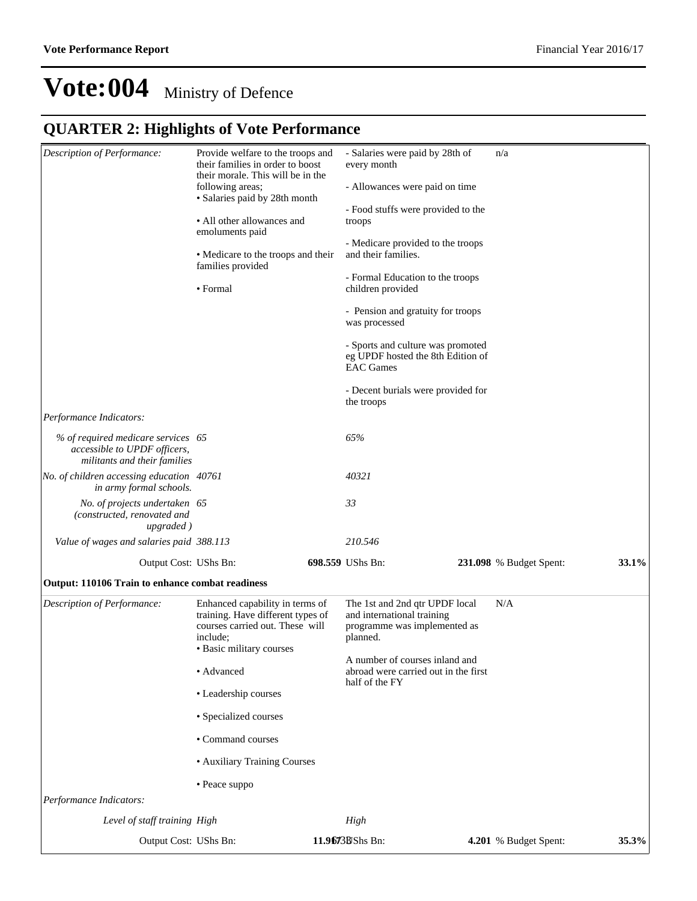# Vote:004 Ministry of Defence

## QUARTER 2: Highlights of Vote Performance

| | | | | |
|---|---|---|---|---|
| *Description of Performance:* | Provide welfare to the troops and their families in order to boost their morale. This will be in the following areas;<br>• Salaries paid by 28th month<br><br>• All other allowances and emoluments paid<br><br>• Medicare to the troops and their families provided<br><br>• Formal | - Salaries were paid by 28th of every month<br><br>- Allowances were paid on time<br><br>- Food stuffs were provided to the troops<br><br>- Medicare provided to the troops and their families.<br><br>- Formal Education to the troops children provided<br><br>- Pension and gratuity for troops was processed<br><br>- Sports and culture was promoted eg UPDF hosted the 8th Edition of EAC Games<br><br>- Decent burials were provided for the troops | n/a | |
| *Performance Indicators:* | | | | |
| *% of required medicare services accessible to UPDF officers, militants and their families* | *65* | *65%* | | |
| *No. of children accessing education in army formal schools.* | *40761* | *40321* | | |
| *No. of projects undertaken (constructed, renovated and upgraded )* | *65* | *33* | | |
| *Value of wages and salaries paid* | *388.113* | *210.546* | | |
| Output Cost: UShs Bn: | **698.559** | UShs Bn: **231.098** | % Budget Spent: | **33.1%** |

**Output: 110106 Train to enhance combat readiness**

| | | | | |
|---|---|---|---|---|
| *Description of Performance:* | Enhanced capability in terms of training. Have different types of courses carried out. These will include;<br>• Basic military courses<br><br>• Advanced<br><br>• Leadership courses<br><br>• Specialized courses<br><br>• Command courses<br><br>• Auxiliary Training Courses<br><br>• Peace suppo | The 1st and 2nd qtr UPDF local and international training programme was implemented as planned.<br><br>A number of courses inland and abroad were carried out in the first half of the FY | N/A | |
| *Performance Indicators:* | | | | |
| *Level of staff training* | *High* | *High* | | |
| Output Cost: UShs Bn: | **11.967** | UShs Bn: **4.201** | % Budget Spent: | **35.3%** |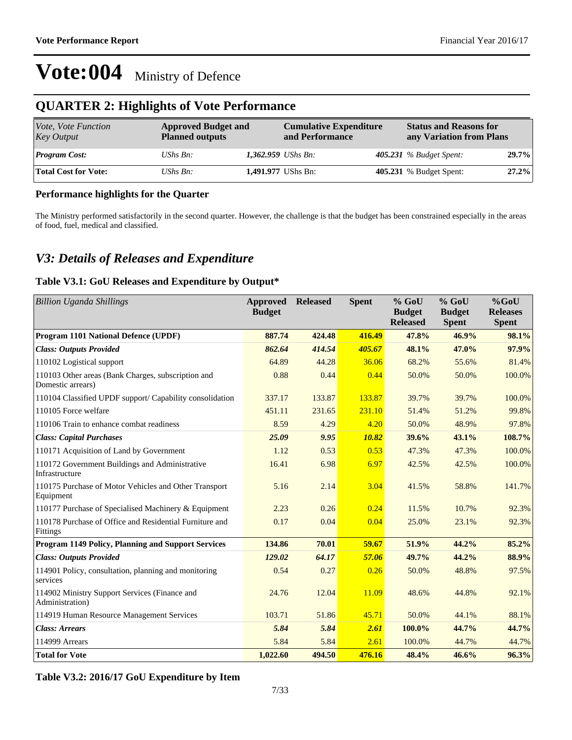# Vote:004 Ministry of Defence

## QUARTER 2: Highlights of Vote Performance

| *Vote, Vote Function Key Output* | **Approved Budget and Planned outputs** | | **Cumulative Expenditure and Performance** | | **Status and Reasons for any Variation from Plans** | |
|---|---|---|---|---|---|---|
| ***Program Cost:*** | *UShs Bn:* | ***1,362.959*** | *UShs Bn:* | ***405.231*** | *% Budget Spent:* | **29.7%** |
| **Total Cost for Vote:** | UShs Bn: | **1,491.977** | UShs Bn: | **405.231** | % Budget Spent: | **27.2%** |

### Performance highlights for the Quarter

The Ministry performed satisfactorily in the second quarter. However, the challenge is that the budget has been constrained especially in the areas of food, fuel, medical and classified.

## *V3: Details of Releases and Expenditure*

### Table V3.1: GoU Releases and Expenditure by Output*

| *Billion Uganda Shillings* | **Approved Budget** | **Released** | **Spent** | **% GoU Budget Released** | **% GoU Budget Spent** | **%GoU Releases Spent** |
|---|---|---|---|---|---|---|
| **Program 1101 National Defence (UPDF)** | **887.74** | **424.48** | **416.49** | **47.8%** | **46.9%** | **98.1%** |
| ***Class: Outputs Provided*** | ***862.64*** | ***414.54*** | ***405.67*** | **48.1%** | **47.0%** | **97.9%** |
| 110102 Logistical support | 64.89 | 44.28 | 36.06 | 68.2% | 55.6% | 81.4% |
| 110103 Other areas (Bank Charges, subscription and Domestic arrears) | 0.88 | 0.44 | 0.44 | 50.0% | 50.0% | 100.0% |
| 110104 Classified UPDF support/ Capability consolidation | 337.17 | 133.87 | 133.87 | 39.7% | 39.7% | 100.0% |
| 110105 Force welfare | 451.11 | 231.65 | 231.10 | 51.4% | 51.2% | 99.8% |
| 110106 Train to enhance combat readiness | 8.59 | 4.29 | 4.20 | 50.0% | 48.9% | 97.8% |
| ***Class: Capital Purchases*** | ***25.09*** | ***9.95*** | ***10.82*** | **39.6%** | **43.1%** | **108.7%** |
| 110171 Acquisition of Land by Government | 1.12 | 0.53 | 0.53 | 47.3% | 47.3% | 100.0% |
| 110172 Government Buildings and Administrative Infrastructure | 16.41 | 6.98 | 6.97 | 42.5% | 42.5% | 100.0% |
| 110175 Purchase of Motor Vehicles and Other Transport Equipment | 5.16 | 2.14 | 3.04 | 41.5% | 58.8% | 141.7% |
| 110177 Purchase of Specialised Machinery & Equipment | 2.23 | 0.26 | 0.24 | 11.5% | 10.7% | 92.3% |
| 110178 Purchase of Office and Residential Furniture and Fittings | 0.17 | 0.04 | 0.04 | 25.0% | 23.1% | 92.3% |
| **Program 1149 Policy, Planning and Support Services** | **134.86** | **70.01** | **59.67** | **51.9%** | **44.2%** | **85.2%** |
| ***Class: Outputs Provided*** | ***129.02*** | ***64.17*** | ***57.06*** | **49.7%** | **44.2%** | **88.9%** |
| 114901 Policy, consultation, planning and monitoring services | 0.54 | 0.27 | 0.26 | 50.0% | 48.8% | 97.5% |
| 114902 Ministry Support Services (Finance and Administration) | 24.76 | 12.04 | 11.09 | 48.6% | 44.8% | 92.1% |
| 114919 Human Resource Management Services | 103.71 | 51.86 | 45.71 | 50.0% | 44.1% | 88.1% |
| ***Class: Arrears*** | ***5.84*** | ***5.84*** | ***2.61*** | **100.0%** | **44.7%** | **44.7%** |
| 114999 Arrears | 5.84 | 5.84 | 2.61 | 100.0% | 44.7% | 44.7% |
| **Total for Vote** | **1,022.60** | **494.50** | **476.16** | **48.4%** | **46.6%** | **96.3%** |

### Table V3.2: 2016/17 GoU Expenditure by Item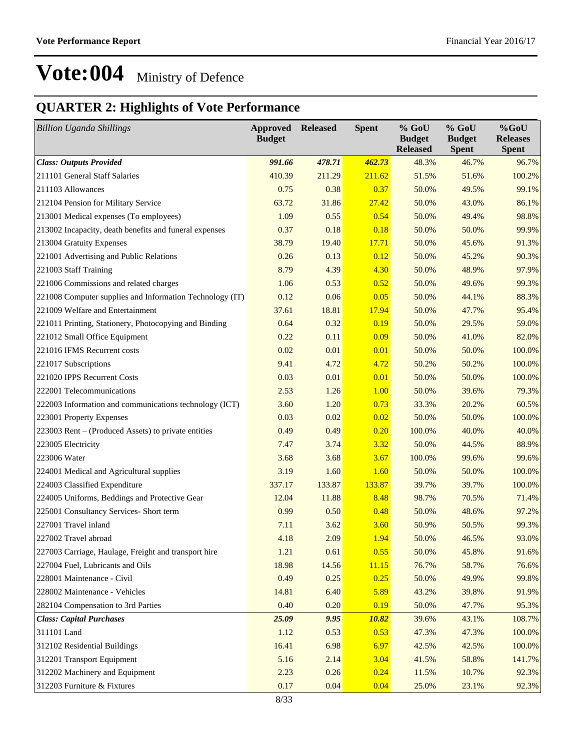# Vote:004 Ministry of Defence

## QUARTER 2: Highlights of Vote Performance

| *Billion Uganda Shillings* | Approved Budget | Released | Spent | % GoU Budget Released | % GoU Budget Spent | %GoU Releases Spent |
|---|---|---|---|---|---|---|
| ***Class: Outputs Provided*** | ***991.66*** | ***478.71*** | ***462.73*** | 48.3% | 46.7% | 96.7% |
| 211101 General Staff Salaries | 410.39 | 211.29 | 211.62 | 51.5% | 51.6% | 100.2% |
| 211103 Allowances | 0.75 | 0.38 | 0.37 | 50.0% | 49.5% | 99.1% |
| 212104 Pension for Military Service | 63.72 | 31.86 | 27.42 | 50.0% | 43.0% | 86.1% |
| 213001 Medical expenses (To employees) | 1.09 | 0.55 | 0.54 | 50.0% | 49.4% | 98.8% |
| 213002 Incapacity, death benefits and funeral expenses | 0.37 | 0.18 | 0.18 | 50.0% | 50.0% | 99.9% |
| 213004 Gratuity Expenses | 38.79 | 19.40 | 17.71 | 50.0% | 45.6% | 91.3% |
| 221001 Advertising and Public Relations | 0.26 | 0.13 | 0.12 | 50.0% | 45.2% | 90.3% |
| 221003 Staff Training | 8.79 | 4.39 | 4.30 | 50.0% | 48.9% | 97.9% |
| 221006 Commissions and related charges | 1.06 | 0.53 | 0.52 | 50.0% | 49.6% | 99.3% |
| 221008 Computer supplies and Information Technology (IT) | 0.12 | 0.06 | 0.05 | 50.0% | 44.1% | 88.3% |
| 221009 Welfare and Entertainment | 37.61 | 18.81 | 17.94 | 50.0% | 47.7% | 95.4% |
| 221011 Printing, Stationery, Photocopying and Binding | 0.64 | 0.32 | 0.19 | 50.0% | 29.5% | 59.0% |
| 221012 Small Office Equipment | 0.22 | 0.11 | 0.09 | 50.0% | 41.0% | 82.0% |
| 221016 IFMS Recurrent costs | 0.02 | 0.01 | 0.01 | 50.0% | 50.0% | 100.0% |
| 221017 Subscriptions | 9.41 | 4.72 | 4.72 | 50.2% | 50.2% | 100.0% |
| 221020 IPPS Recurrent Costs | 0.03 | 0.01 | 0.01 | 50.0% | 50.0% | 100.0% |
| 222001 Telecommunications | 2.53 | 1.26 | 1.00 | 50.0% | 39.6% | 79.3% |
| 222003 Information and communications technology (ICT) | 3.60 | 1.20 | 0.73 | 33.3% | 20.2% | 60.5% |
| 223001 Property Expenses | 0.03 | 0.02 | 0.02 | 50.0% | 50.0% | 100.0% |
| 223003 Rent – (Produced Assets) to private entities | 0.49 | 0.49 | 0.20 | 100.0% | 40.0% | 40.0% |
| 223005 Electricity | 7.47 | 3.74 | 3.32 | 50.0% | 44.5% | 88.9% |
| 223006 Water | 3.68 | 3.68 | 3.67 | 100.0% | 99.6% | 99.6% |
| 224001 Medical and Agricultural supplies | 3.19 | 1.60 | 1.60 | 50.0% | 50.0% | 100.0% |
| 224003 Classified Expenditure | 337.17 | 133.87 | 133.87 | 39.7% | 39.7% | 100.0% |
| 224005 Uniforms, Beddings and Protective Gear | 12.04 | 11.88 | 8.48 | 98.7% | 70.5% | 71.4% |
| 225001 Consultancy Services- Short term | 0.99 | 0.50 | 0.48 | 50.0% | 48.6% | 97.2% |
| 227001 Travel inland | 7.11 | 3.62 | 3.60 | 50.9% | 50.5% | 99.3% |
| 227002 Travel abroad | 4.18 | 2.09 | 1.94 | 50.0% | 46.5% | 93.0% |
| 227003 Carriage, Haulage, Freight and transport hire | 1.21 | 0.61 | 0.55 | 50.0% | 45.8% | 91.6% |
| 227004 Fuel, Lubricants and Oils | 18.98 | 14.56 | 11.15 | 76.7% | 58.7% | 76.6% |
| 228001 Maintenance - Civil | 0.49 | 0.25 | 0.25 | 50.0% | 49.9% | 99.8% |
| 228002 Maintenance - Vehicles | 14.81 | 6.40 | 5.89 | 43.2% | 39.8% | 91.9% |
| 282104 Compensation to 3rd Parties | 0.40 | 0.20 | 0.19 | 50.0% | 47.7% | 95.3% |
| ***Class: Capital Purchases*** | ***25.09*** | ***9.95*** | ***10.82*** | 39.6% | 43.1% | 108.7% |
| 311101 Land | 1.12 | 0.53 | 0.53 | 47.3% | 47.3% | 100.0% |
| 312102 Residential Buildings | 16.41 | 6.98 | 6.97 | 42.5% | 42.5% | 100.0% |
| 312201 Transport Equipment | 5.16 | 2.14 | 3.04 | 41.5% | 58.8% | 141.7% |
| 312202 Machinery and Equipment | 2.23 | 0.26 | 0.24 | 11.5% | 10.7% | 92.3% |
| 312203 Furniture & Fixtures | 0.17 | 0.04 | 0.04 | 25.0% | 23.1% | 92.3% |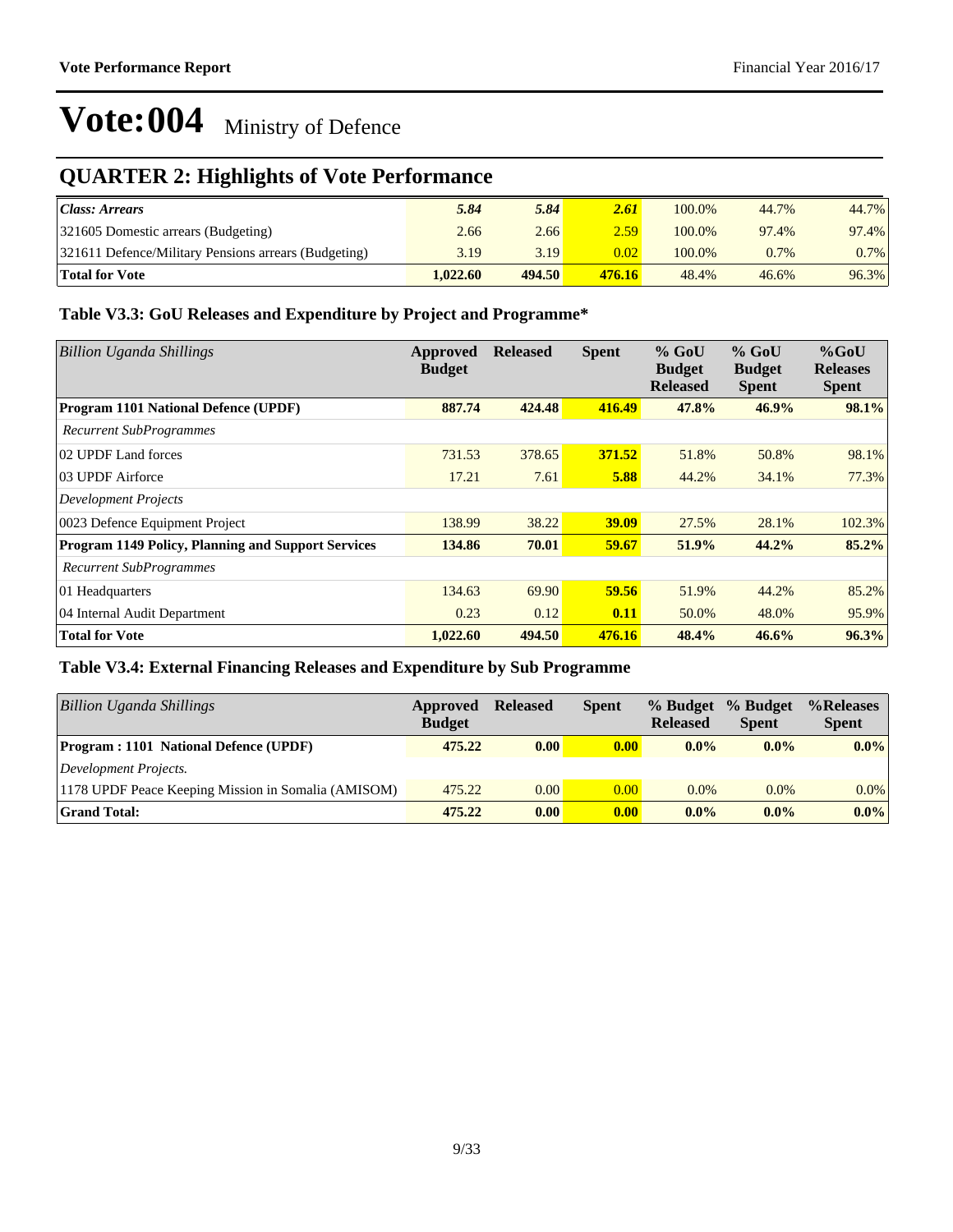# Vote:004 Ministry of Defence

## QUARTER 2: Highlights of Vote Performance

| *Class: Arrears* | *5.84* | *5.84* | *2.61* | 100.0% | 44.7% | 44.7% |
|---|---|---|---|---|---|---|
| 321605 Domestic arrears (Budgeting) | 2.66 | 2.66 | 2.59 | 100.0% | 97.4% | 97.4% |
| 321611 Defence/Military Pensions arrears (Budgeting) | 3.19 | 3.19 | 0.02 | 100.0% | 0.7% | 0.7% |
| **Total for Vote** | **1,022.60** | **494.50** | **476.16** | 48.4% | 46.6% | 96.3% |

### Table V3.3: GoU Releases and Expenditure by Project and Programme*

| *Billion Uganda Shillings* | **Approved Budget** | **Released** | **Spent** | **% GoU Budget Released** | **% GoU Budget Spent** | **%GoU Releases Spent** |
|---|---|---|---|---|---|---|
| **Program 1101 National Defence (UPDF)** | **887.74** | **424.48** | **416.49** | **47.8%** | **46.9%** | **98.1%** |
| *Recurrent SubProgrammes* | | | | | | |
| 02 UPDF Land forces | 731.53 | 378.65 | **371.52** | 51.8% | 50.8% | 98.1% |
| 03 UPDF Airforce | 17.21 | 7.61 | **5.88** | 44.2% | 34.1% | 77.3% |
| *Development Projects* | | | | | | |
| 0023 Defence Equipment Project | 138.99 | 38.22 | **39.09** | 27.5% | 28.1% | 102.3% |
| **Program 1149 Policy, Planning and Support Services** | **134.86** | **70.01** | **59.67** | **51.9%** | **44.2%** | **85.2%** |
| *Recurrent SubProgrammes* | | | | | | |
| 01 Headquarters | 134.63 | 69.90 | **59.56** | 51.9% | 44.2% | 85.2% |
| 04 Internal Audit Department | 0.23 | 0.12 | **0.11** | 50.0% | 48.0% | 95.9% |
| **Total for Vote** | **1,022.60** | **494.50** | **476.16** | **48.4%** | **46.6%** | **96.3%** |

### Table V3.4: External Financing Releases and Expenditure by Sub Programme

| *Billion Uganda Shillings* | **Approved Budget** | **Released** | **Spent** | **% Budget Released** | **% Budget Spent** | **%Releases Spent** |
|---|---|---|---|---|---|---|
| **Program : 1101 National Defence (UPDF)** | **475.22** | **0.00** | **0.00** | **0.0%** | **0.0%** | **0.0%** |
| *Development Projects.* | | | | | | |
| 1178 UPDF Peace Keeping Mission in Somalia (AMISOM) | 475.22 | 0.00 | 0.00 | 0.0% | 0.0% | 0.0% |
| **Grand Total:** | **475.22** | **0.00** | **0.00** | **0.0%** | **0.0%** | **0.0%** |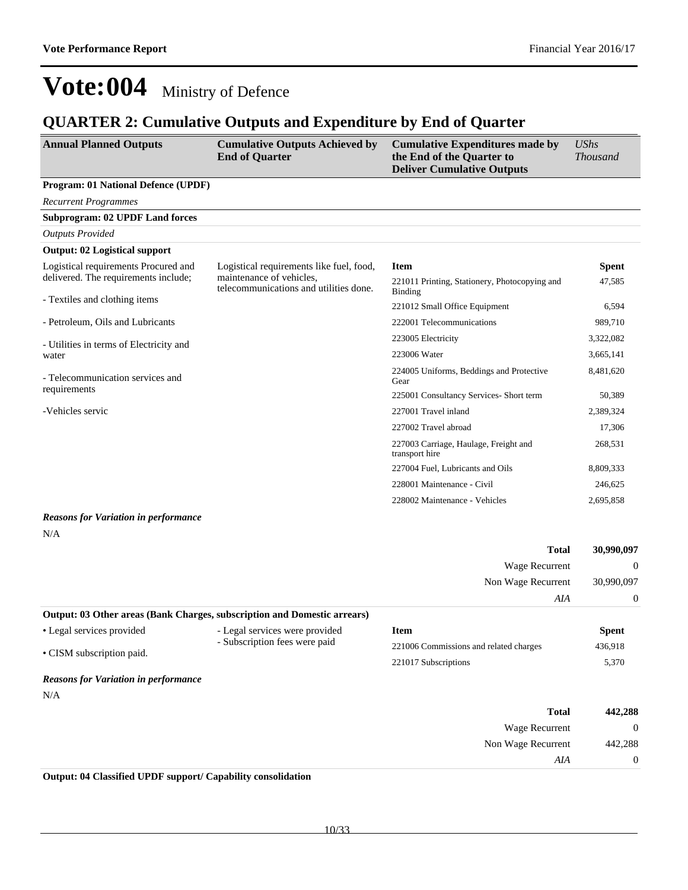# Vote:004 Ministry of Defence

## QUARTER 2: Cumulative Outputs and Expenditure by End of Quarter

| Annual Planned Outputs | Cumulative Outputs Achieved by End of Quarter | Cumulative Expenditures made by the End of the Quarter to Deliver Cumulative Outputs | *UShs Thousand* |
|---|---|---|---|

**Program: 01 National Defence (UPDF)**

*Recurrent Programmes*

**Subprogram: 02 UPDF Land forces**

*Outputs Provided*

**Output: 02 Logistical support**

| Annual Planned Outputs | Cumulative Outputs Achieved by End of Quarter | Item | Spent |
|---|---|---|---|
| Logistical requirements Procured and delivered. The requirements include; | Logistical requirements like fuel, food, maintenance of vehicles, telecommunications and utilities done. | 221011 Printing, Stationery, Photocopying and Binding | 47,585 |
| - Textiles and clothing items | | 221012 Small Office Equipment | 6,594 |
| - Petroleum, Oils and Lubricants | | 222001 Telecommunications | 989,710 |
| - Utilities in terms of Electricity and water | | 223005 Electricity | 3,322,082 |
| | | 223006 Water | 3,665,141 |
| - Telecommunication services and requirements | | 224005 Uniforms, Beddings and Protective Gear | 8,481,620 |
| | | 225001 Consultancy Services- Short term | 50,389 |
| -Vehicles servic | | 227001 Travel inland | 2,389,324 |
| | | 227002 Travel abroad | 17,306 |
| | | 227003 Carriage, Haulage, Freight and transport hire | 268,531 |
| | | 227004 Fuel, Lubricants and Oils | 8,809,333 |
| | | 228001 Maintenance - Civil | 246,625 |
| | | 228002 Maintenance - Vehicles | 2,695,858 |

***Reasons for Variation in performance***

N/A

| | |
|---|---|
| **Total** | **30,990,097** |
| Wage Recurrent | 0 |
| Non Wage Recurrent | 30,990,097 |
| *AIA* | 0 |

**Output: 03 Other areas (Bank Charges, subscription and Domestic arrears)**

| Annual Planned Outputs | Cumulative Outputs Achieved by End of Quarter | Item | Spent |
|---|---|---|---|
| • Legal services provided | - Legal services were provided<br>- Subscription fees were paid | 221006 Commissions and related charges | 436,918 |
| • CISM subscription paid. | | 221017 Subscriptions | 5,370 |

***Reasons for Variation in performance***

N/A

| | |
|---|---|
| **Total** | **442,288** |
| Wage Recurrent | 0 |
| Non Wage Recurrent | 442,288 |
| *AIA* | 0 |

**Output: 04 Classified UPDF support/ Capability consolidation**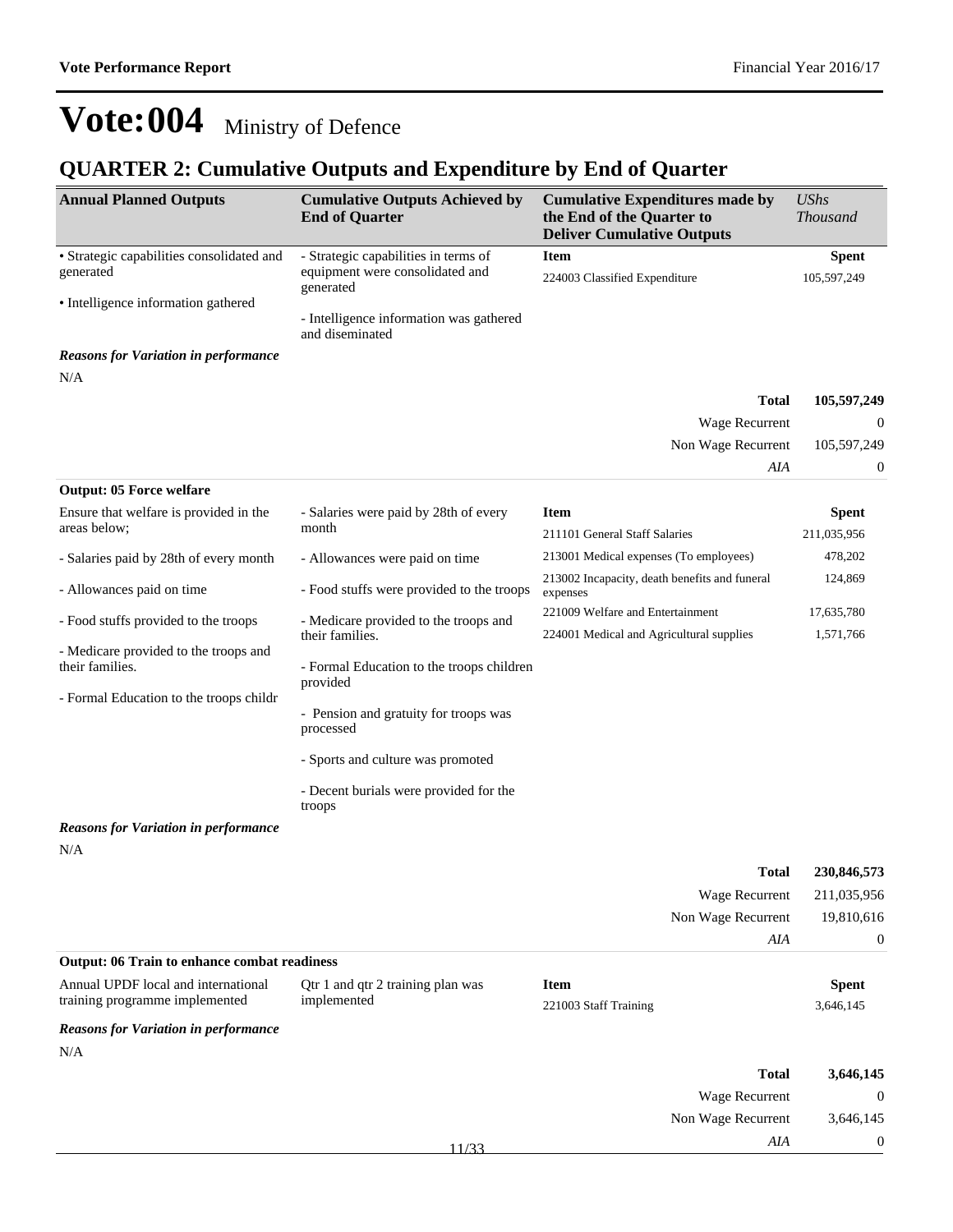# Vote:004 Ministry of Defence

## QUARTER 2: Cumulative Outputs and Expenditure by End of Quarter

| Annual Planned Outputs | Cumulative Outputs Achieved by End of Quarter | Cumulative Expenditures made by the End of the Quarter to Deliver Cumulative Outputs | *UShs Thousand* |
|---|---|---|---|
| • Strategic capabilities consolidated and generated<br><br>• Intelligence information gathered | - Strategic capabilities in terms of equipment were consolidated and generated<br><br>- Intelligence information was gathered and diseminated | **Item** | **Spent** |
| | | 224003 Classified Expenditure | 105,597,249 |

***Reasons for Variation in performance***

N/A

| | |
|---|---|
| **Total** | **105,597,249** |
| Wage Recurrent | 0 |
| Non Wage Recurrent | 105,597,249 |
| *AIA* | 0 |

**Output: 05 Force welfare**

| Annual Planned Outputs | Cumulative Outputs Achieved by End of Quarter | Item | Spent |
|---|---|---|---|
| Ensure that welfare is provided in the areas below;<br><br>- Salaries paid by 28th of every month<br><br>- Allowances paid on time<br><br>- Food stuffs provided to the troops<br><br>- Medicare provided to the troops and their families.<br><br>- Formal Education to the troops childr | - Salaries were paid by 28th of every month<br><br>- Allowances were paid on time<br><br>- Food stuffs were provided to the troops<br><br>- Medicare provided to the troops and their families.<br><br>- Formal Education to the troops children provided<br><br>- Pension and gratuity for troops was processed<br><br>- Sports and culture was promoted<br><br>- Decent burials were provided for the troops | 211101 General Staff Salaries | 211,035,956 |
| | | 213001 Medical expenses (To employees) | 478,202 |
| | | 213002 Incapacity, death benefits and funeral expenses | 124,869 |
| | | 221009 Welfare and Entertainment | 17,635,780 |
| | | 224001 Medical and Agricultural supplies | 1,571,766 |

***Reasons for Variation in performance***

N/A

| | |
|---|---|
| **Total** | **230,846,573** |
| Wage Recurrent | 211,035,956 |
| Non Wage Recurrent | 19,810,616 |
| *AIA* | 0 |

**Output: 06 Train to enhance combat readiness**

| Annual Planned Outputs | Cumulative Outputs Achieved by End of Quarter | Item | Spent |
|---|---|---|---|
| Annual UPDF local and international training programme implemented | Qtr 1 and qtr 2 training plan was implemented | 221003 Staff Training | 3,646,145 |

***Reasons for Variation in performance***

N/A

| | |
|---|---|
| **Total** | **3,646,145** |
| Wage Recurrent | 0 |
| Non Wage Recurrent | 3,646,145 |
| *AIA* | 0 |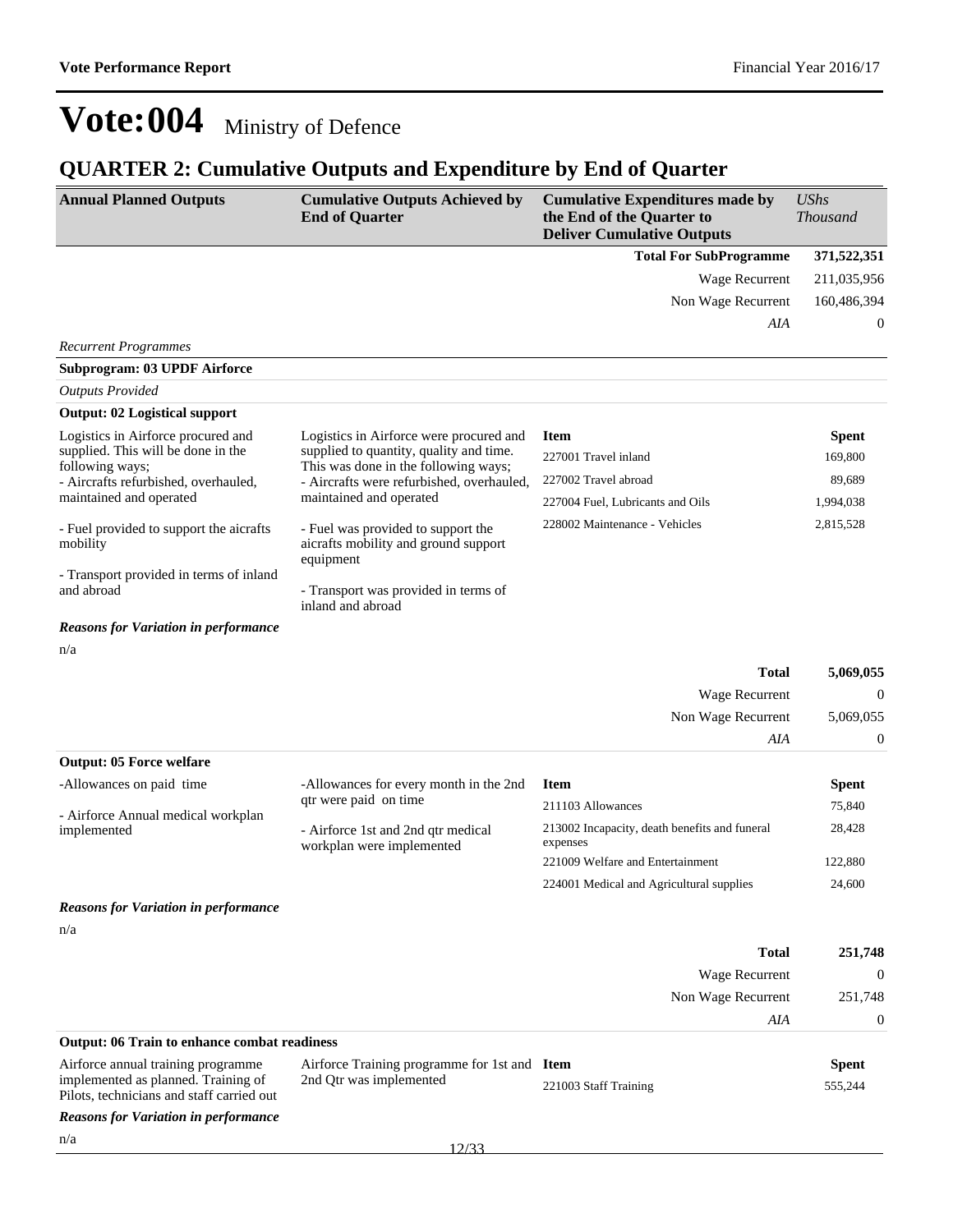# Vote:004 Ministry of Defence

## QUARTER 2: Cumulative Outputs and Expenditure by End of Quarter

| Annual Planned Outputs | Cumulative Outputs Achieved by End of Quarter | Cumulative Expenditures made by the End of the Quarter to Deliver Cumulative Outputs | *UShs Thousand* |
|---|---|---|---|
| | | **Total For SubProgramme** | **371,522,351** |
| | | Wage Recurrent | 211,035,956 |
| | | Non Wage Recurrent | 160,486,394 |
| | | *AIA* | 0 |

*Recurrent Programmes*

**Subprogram: 03 UPDF Airforce**

*Outputs Provided*

**Output: 02 Logistical support**

| Annual Planned Outputs | Cumulative Outputs Achieved by End of Quarter | Item | Spent |
|---|---|---|---|
| Logistics in Airforce procured and supplied. This will be done in the following ways;<br>- Aircrafts refurbished, overhauled, maintained and operated<br><br>- Fuel provided to support the aicrafts mobility<br><br>- Transport provided in terms of inland and abroad | Logistics in Airforce were procured and supplied to quantity, quality and time. This was done in the following ways;<br>- Aircrafts were refurbished, overhauled, maintained and operated<br><br>- Fuel was provided to support the aicrafts mobility and ground support equipment<br><br>- Transport was provided in terms of inland and abroad | 227001 Travel inland | 169,800 |
| | | 227002 Travel abroad | 89,689 |
| | | 227004 Fuel, Lubricants and Oils | 1,994,038 |
| | | 228002 Maintenance - Vehicles | 2,815,528 |

***Reasons for Variation in performance***

n/a

| | |
|---|---|
| **Total** | **5,069,055** |
| Wage Recurrent | 0 |
| Non Wage Recurrent | 5,069,055 |
| *AIA* | 0 |

**Output: 05 Force welfare**

| Annual Planned Outputs | Cumulative Outputs Achieved by End of Quarter | Item | Spent |
|---|---|---|---|
| -Allowances on paid time<br><br>- Airforce Annual medical workplan implemented | -Allowances for every month in the 2nd qtr were paid on time<br><br>- Airforce 1st and 2nd qtr medical workplan were implemented | 211103 Allowances | 75,840 |
| | | 213002 Incapacity, death benefits and funeral expenses | 28,428 |
| | | 221009 Welfare and Entertainment | 122,880 |
| | | 224001 Medical and Agricultural supplies | 24,600 |

***Reasons for Variation in performance***

n/a

| | |
|---|---|
| **Total** | **251,748** |
| Wage Recurrent | 0 |
| Non Wage Recurrent | 251,748 |
| *AIA* | 0 |

**Output: 06 Train to enhance combat readiness**

| Annual Planned Outputs | Cumulative Outputs Achieved by End of Quarter | Item | Spent |
|---|---|---|---|
| Airforce annual training programme implemented as planned. Training of Pilots, technicians and staff carried out | Airforce Training programme for 1st and 2nd Qtr was implemented | 221003 Staff Training | 555,244 |

***Reasons for Variation in performance***

n/a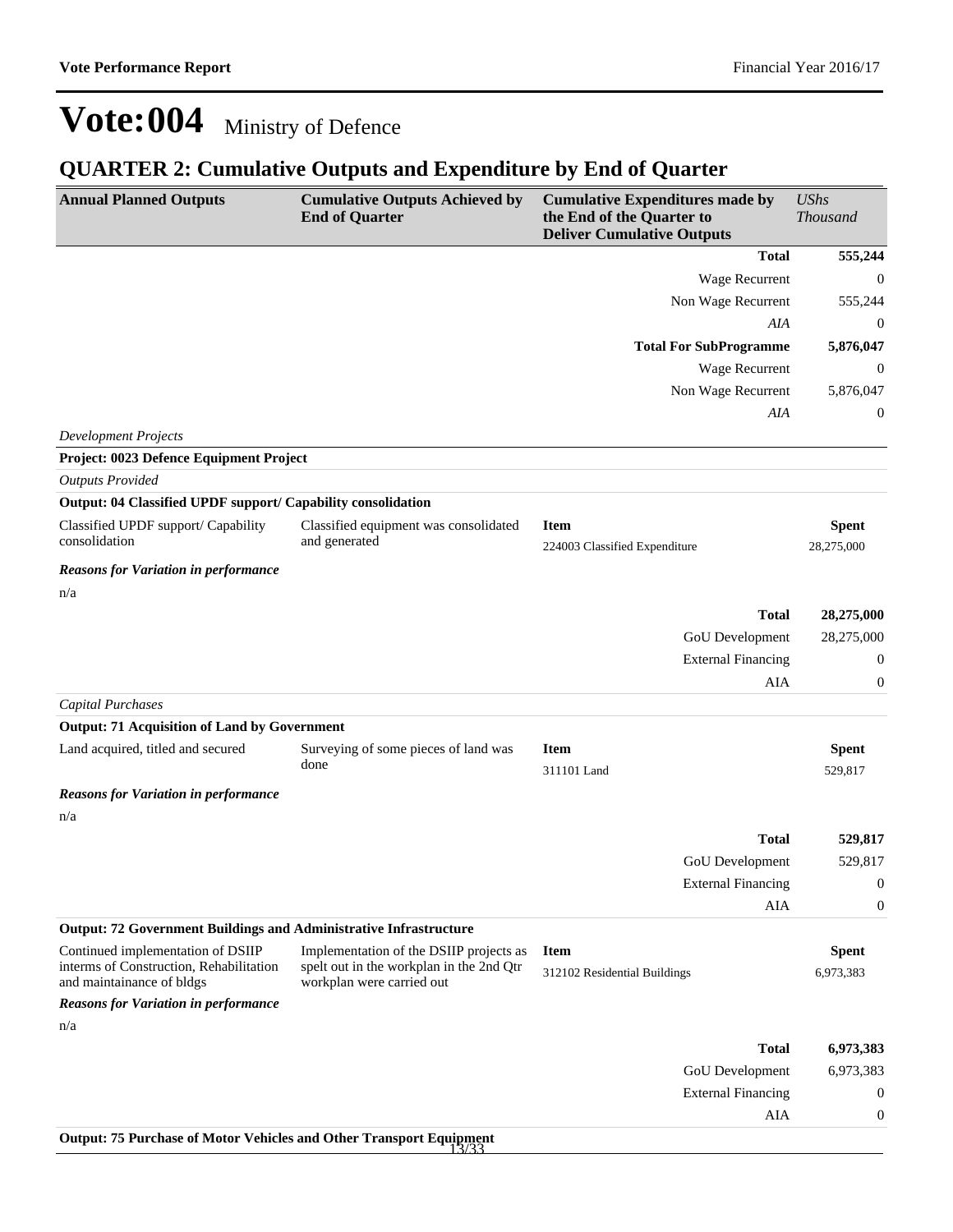# Vote:004 Ministry of Defence

## QUARTER 2: Cumulative Outputs and Expenditure by End of Quarter

| Annual Planned Outputs | Cumulative Outputs Achieved by End of Quarter | Cumulative Expenditures made by the End of the Quarter to Deliver Cumulative Outputs | *UShs Thousand* |
|---|---|---|---|
| | | **Total** | **555,244** |
| | | Wage Recurrent | 0 |
| | | Non Wage Recurrent | 555,244 |
| | | *AIA* | 0 |
| | | **Total For SubProgramme** | **5,876,047** |
| | | Wage Recurrent | 0 |
| | | Non Wage Recurrent | 5,876,047 |
| | | *AIA* | 0 |

*Development Projects*

**Project: 0023 Defence Equipment Project**

*Outputs Provided*

**Output: 04 Classified UPDF support/ Capability consolidation**

| Annual Planned Outputs | Cumulative Outputs Achieved by End of Quarter | Item | Spent |
|---|---|---|---|
| Classified UPDF support/ Capability consolidation | Classified equipment was consolidated and generated | 224003 Classified Expenditure | 28,275,000 |

***Reasons for Variation in performance***

n/a

| | |
|---|---|
| **Total** | **28,275,000** |
| GoU Development | 28,275,000 |
| External Financing | 0 |
| AIA | 0 |

*Capital Purchases*

**Output: 71 Acquisition of Land by Government**

| Annual Planned Outputs | Cumulative Outputs Achieved by End of Quarter | Item | Spent |
|---|---|---|---|
| Land acquired, titled and secured | Surveying of some pieces of land was done | 311101 Land | 529,817 |

***Reasons for Variation in performance***

n/a

| | |
|---|---|
| **Total** | **529,817** |
| GoU Development | 529,817 |
| External Financing | 0 |
| AIA | 0 |

**Output: 72 Government Buildings and Administrative Infrastructure**

| Annual Planned Outputs | Cumulative Outputs Achieved by End of Quarter | Item | Spent |
|---|---|---|---|
| Continued implementation of DSIIP interms of Construction, Rehabilitation and maintainance of bldgs | Implementation of the DSIIP projects as spelt out in the workplan in the 2nd Qtr workplan were carried out | 312102 Residential Buildings | 6,973,383 |

***Reasons for Variation in performance***

n/a

| | |
|---|---|
| **Total** | **6,973,383** |
| GoU Development | 6,973,383 |
| External Financing | 0 |
| AIA | 0 |

**Output: 75 Purchase of Motor Vehicles and Other Transport Equipment**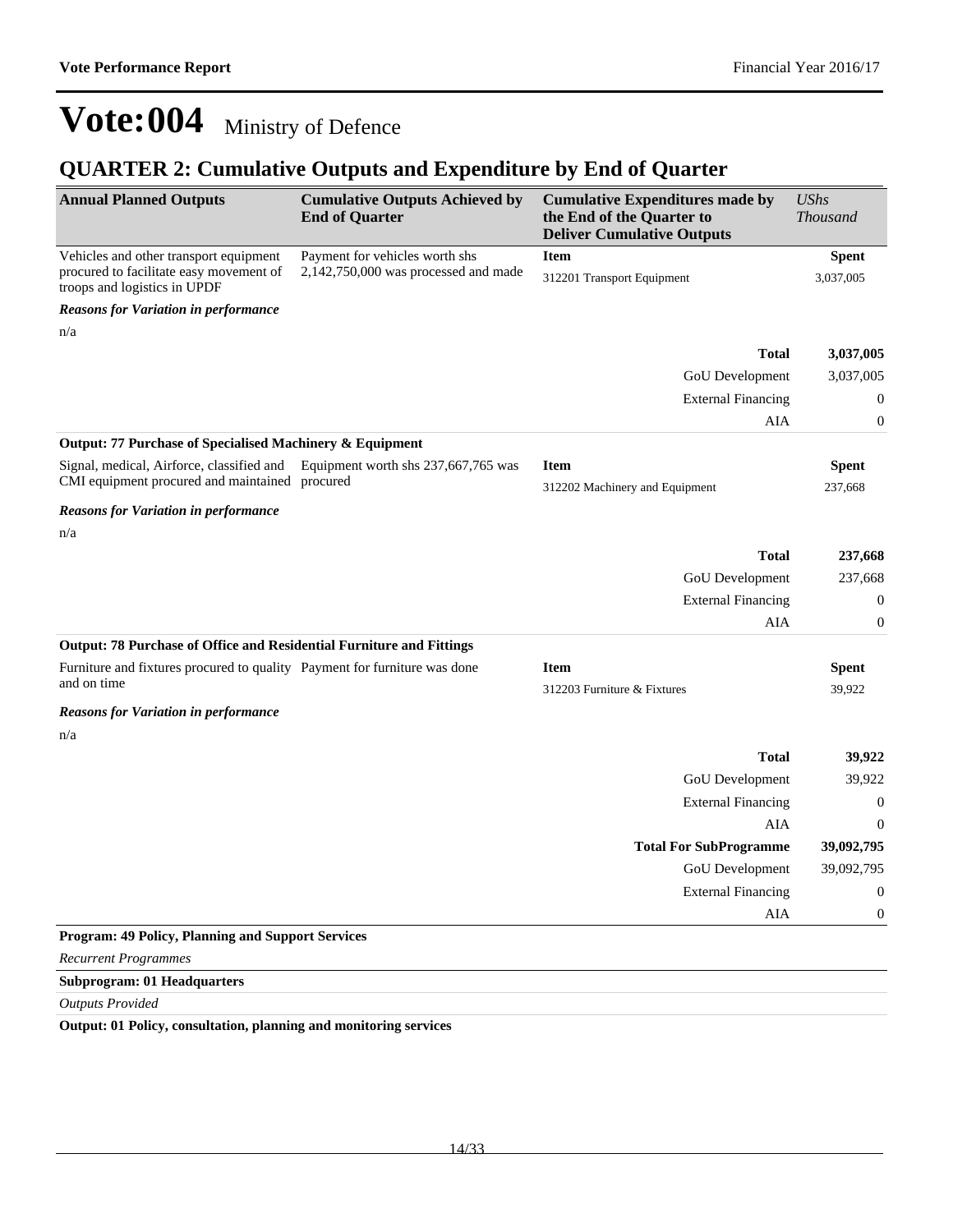# Vote:004 Ministry of Defence

## QUARTER 2: Cumulative Outputs and Expenditure by End of Quarter

| Annual Planned Outputs | Cumulative Outputs Achieved by End of Quarter | Cumulative Expenditures made by the End of the Quarter to Deliver Cumulative Outputs | *UShs Thousand* |
|---|---|---|---|
| Vehicles and other transport equipment procured to facilitate easy movement of troops and logistics in UPDF | Payment for vehicles worth shs 2,142,750,000 was processed and made | **Item** | **Spent** |
| | | 312201 Transport Equipment | 3,037,005 |
| ***Reasons for Variation in performance*** | | | |
| n/a | | | |
| | | **Total** | **3,037,005** |
| | | GoU Development | 3,037,005 |
| | | External Financing | 0 |
| | | AIA | 0 |
| **Output: 77 Purchase of Specialised Machinery & Equipment** | | | |
| Signal, medical, Airforce, classified and CMI equipment procured and maintained | Equipment worth shs 237,667,765 was procured | **Item** | **Spent** |
| | | 312202 Machinery and Equipment | 237,668 |
| ***Reasons for Variation in performance*** | | | |
| n/a | | | |
| | | **Total** | **237,668** |
| | | GoU Development | 237,668 |
| | | External Financing | 0 |
| | | AIA | 0 |
| **Output: 78 Purchase of Office and Residential Furniture and Fittings** | | | |
| Furniture and fixtures procured to quality and on time | Payment for furniture was done | **Item** | **Spent** |
| | | 312203 Furniture & Fixtures | 39,922 |
| ***Reasons for Variation in performance*** | | | |
| n/a | | | |
| | | **Total** | **39,922** |
| | | GoU Development | 39,922 |
| | | External Financing | 0 |
| | | AIA | 0 |
| | | **Total For SubProgramme** | **39,092,795** |
| | | GoU Development | 39,092,795 |
| | | External Financing | 0 |
| | | AIA | 0 |

**Program: 49 Policy, Planning and Support Services**

*Recurrent Programmes*

**Subprogram: 01 Headquarters**

*Outputs Provided*

**Output: 01 Policy, consultation, planning and monitoring services**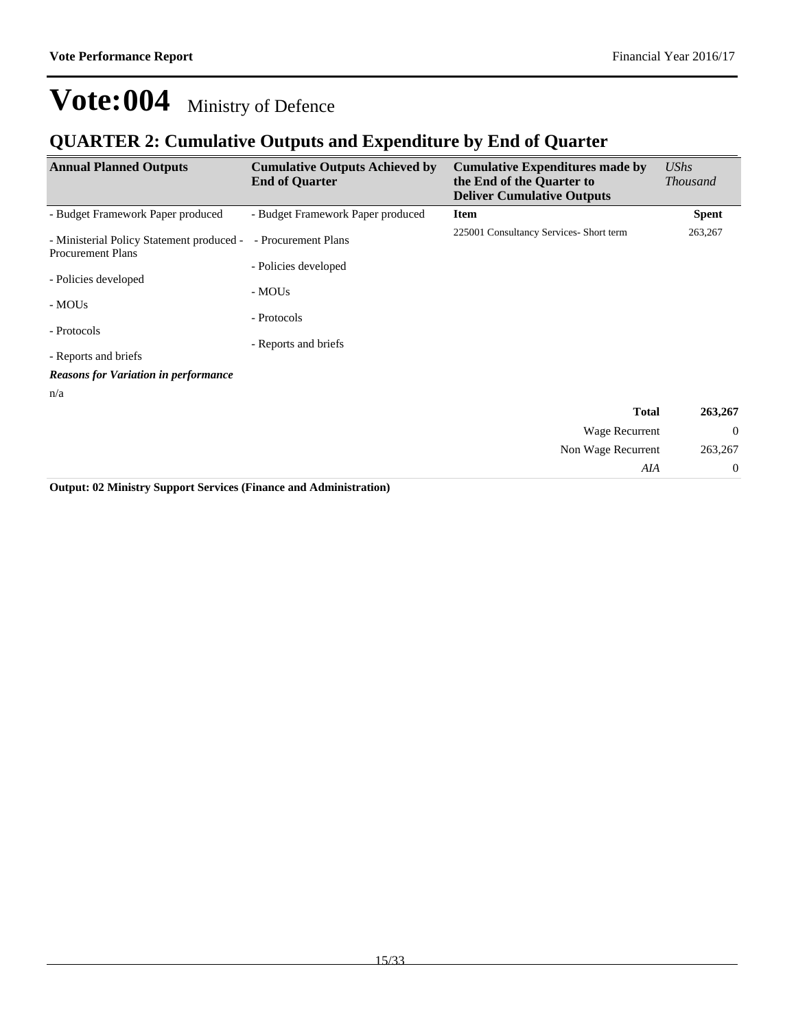# Vote:004 Ministry of Defence

## QUARTER 2: Cumulative Outputs and Expenditure by End of Quarter

| Annual Planned Outputs | Cumulative Outputs Achieved by End of Quarter | Cumulative Expenditures made by the End of the Quarter to Deliver Cumulative Outputs | *UShs Thousand* |
|---|---|---|---|
| - Budget Framework Paper produced<br><br>- Ministerial Policy Statement produced - Procurement Plans<br><br>- Policies developed<br><br>- MOUs<br><br>- Protocols<br><br>- Reports and briefs | - Budget Framework Paper produced<br><br>- Procurement Plans<br><br>- Policies developed<br><br>- MOUs<br><br>- Protocols<br><br>- Reports and briefs | **Item** | **Spent** |
| | | 225001 Consultancy Services- Short term | 263,267 |

***Reasons for Variation in performance***

n/a

| | |
|---|---|
| **Total** | **263,267** |
| Wage Recurrent | 0 |
| Non Wage Recurrent | 263,267 |
| *AIA* | 0 |

**Output: 02 Ministry Support Services (Finance and Administration)**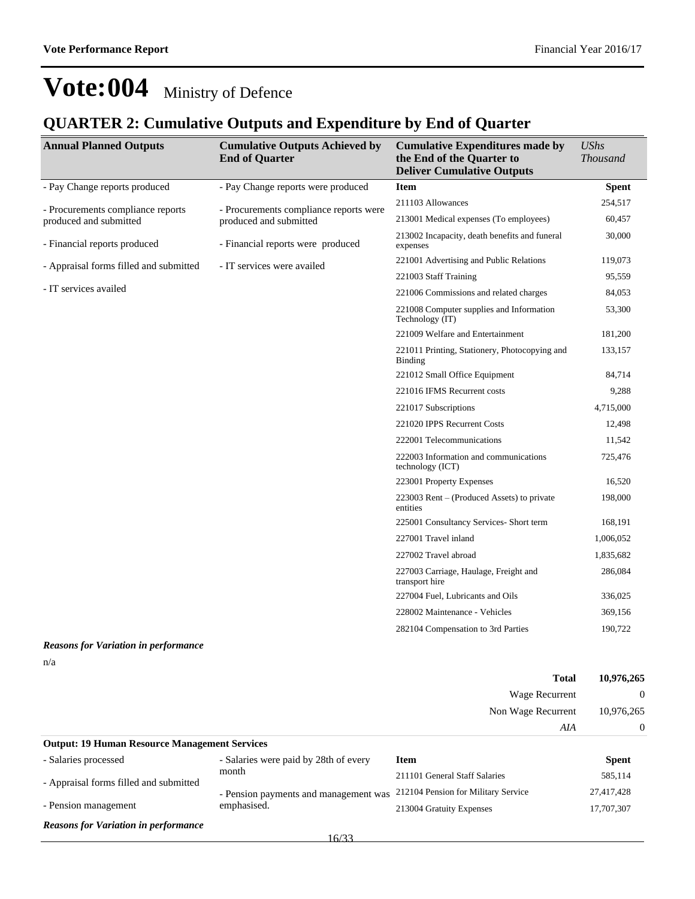# Vote:004 Ministry of Defence

## QUARTER 2: Cumulative Outputs and Expenditure by End of Quarter

| Annual Planned Outputs | Cumulative Outputs Achieved by End of Quarter | Cumulative Expenditures made by the End of the Quarter to Deliver Cumulative Outputs | *UShs Thousand* |
|---|---|---|---|
| - Pay Change reports produced<br><br>- Procurements compliance reports produced and submitted<br><br>- Financial reports produced<br><br>- Appraisal forms filled and submitted<br><br>- IT services availed | - Pay Change reports were produced<br><br>- Procurements compliance reports were produced and submitted<br><br>- Financial reports were produced<br><br>- IT services were availed | **Item** | **Spent** |
| | | 211103 Allowances | 254,517 |
| | | 213001 Medical expenses (To employees) | 60,457 |
| | | 213002 Incapacity, death benefits and funeral expenses | 30,000 |
| | | 221001 Advertising and Public Relations | 119,073 |
| | | 221003 Staff Training | 95,559 |
| | | 221006 Commissions and related charges | 84,053 |
| | | 221008 Computer supplies and Information Technology (IT) | 53,300 |
| | | 221009 Welfare and Entertainment | 181,200 |
| | | 221011 Printing, Stationery, Photocopying and Binding | 133,157 |
| | | 221012 Small Office Equipment | 84,714 |
| | | 221016 IFMS Recurrent costs | 9,288 |
| | | 221017 Subscriptions | 4,715,000 |
| | | 221020 IPPS Recurrent Costs | 12,498 |
| | | 222001 Telecommunications | 11,542 |
| | | 222003 Information and communications technology (ICT) | 725,476 |
| | | 223001 Property Expenses | 16,520 |
| | | 223003 Rent – (Produced Assets) to private entities | 198,000 |
| | | 225001 Consultancy Services- Short term | 168,191 |
| | | 227001 Travel inland | 1,006,052 |
| | | 227002 Travel abroad | 1,835,682 |
| | | 227003 Carriage, Haulage, Freight and transport hire | 286,084 |
| | | 227004 Fuel, Lubricants and Oils | 336,025 |
| | | 228002 Maintenance - Vehicles | 369,156 |
| | | 282104 Compensation to 3rd Parties | 190,722 |

***Reasons for Variation in performance***

n/a

| | |
|---|---|
| **Total** | **10,976,265** |
| Wage Recurrent | 0 |
| Non Wage Recurrent | 10,976,265 |
| *AIA* | 0 |

**Output: 19 Human Resource Management Services**

| Annual Planned Outputs | Cumulative Outputs Achieved by End of Quarter | Item | Spent |
|---|---|---|---|
| - Salaries processed<br><br>- Appraisal forms filled and submitted<br><br>- Pension management | - Salaries were paid by 28th of every month<br><br>- Pension payments and management was emphasised. | 211101 General Staff Salaries | 585,114 |
| | | 212104 Pension for Military Service | 27,417,428 |
| | | 213004 Gratuity Expenses | 17,707,307 |

***Reasons for Variation in performance***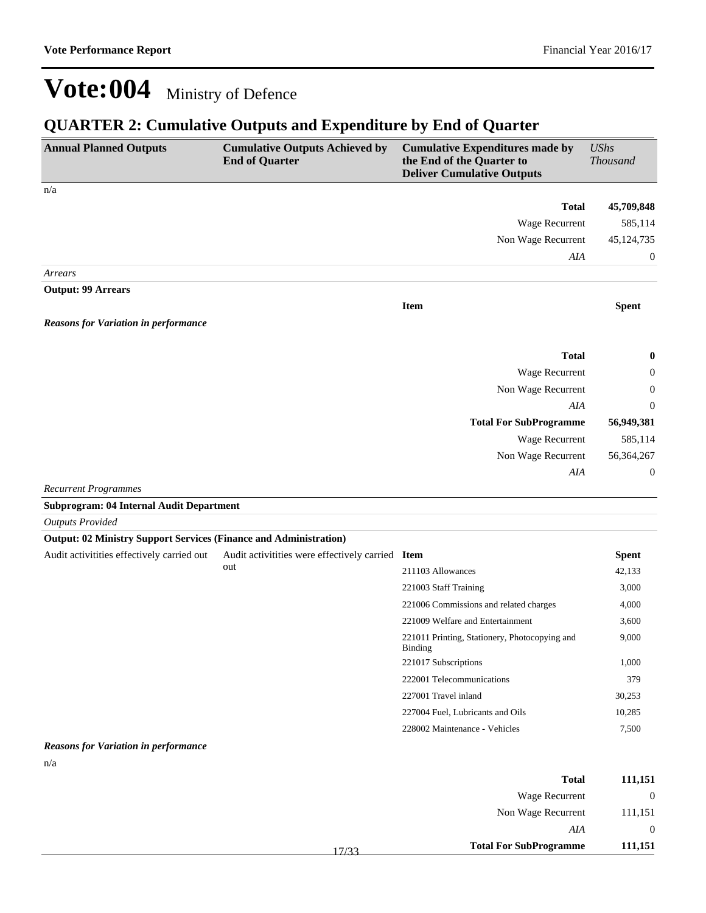# Vote:004 Ministry of Defence

## QUARTER 2: Cumulative Outputs and Expenditure by End of Quarter

| Annual Planned Outputs | Cumulative Outputs Achieved by End of Quarter | Cumulative Expenditures made by the End of the Quarter to Deliver Cumulative Outputs | *UShs Thousand* |
|---|---|---|---|
| n/a | | | |
| | | **Total** | **45,709,848** |
| | | Wage Recurrent | 585,114 |
| | | Non Wage Recurrent | 45,124,735 |
| | | *AIA* | 0 |
| *Arrears* | | | |
| **Output: 99 Arrears** | | | |
| | | **Item** | **Spent** |
| ***Reasons for Variation in performance*** | | | |
| | | **Total** | **0** |
| | | Wage Recurrent | 0 |
| | | Non Wage Recurrent | 0 |
| | | *AIA* | 0 |
| | | **Total For SubProgramme** | **56,949,381** |
| | | Wage Recurrent | 585,114 |
| | | Non Wage Recurrent | 56,364,267 |
| | | *AIA* | 0 |
| *Recurrent Programmes* | | | |
| **Subprogram: 04 Internal Audit Department** | | | |
| *Outputs Provided* | | | |
| **Output: 02 Ministry Support Services (Finance and Administration)** | | | |
| Audit activitities effectively carried out | Audit activitities were effectively carried out | **Item** | **Spent** |
| | | 211103 Allowances | 42,133 |
| | | 221003 Staff Training | 3,000 |
| | | 221006 Commissions and related charges | 4,000 |
| | | 221009 Welfare and Entertainment | 3,600 |
| | | 221011 Printing, Stationery, Photocopying and Binding | 9,000 |
| | | 221017 Subscriptions | 1,000 |
| | | 222001 Telecommunications | 379 |
| | | 227001 Travel inland | 30,253 |
| | | 227004 Fuel, Lubricants and Oils | 10,285 |
| | | 228002 Maintenance - Vehicles | 7,500 |
| ***Reasons for Variation in performance*** | | | |
| n/a | | | |
| | | **Total** | **111,151** |
| | | Wage Recurrent | 0 |
| | | Non Wage Recurrent | 111,151 |
| | | *AIA* | 0 |
| | | **Total For SubProgramme** | **111,151** |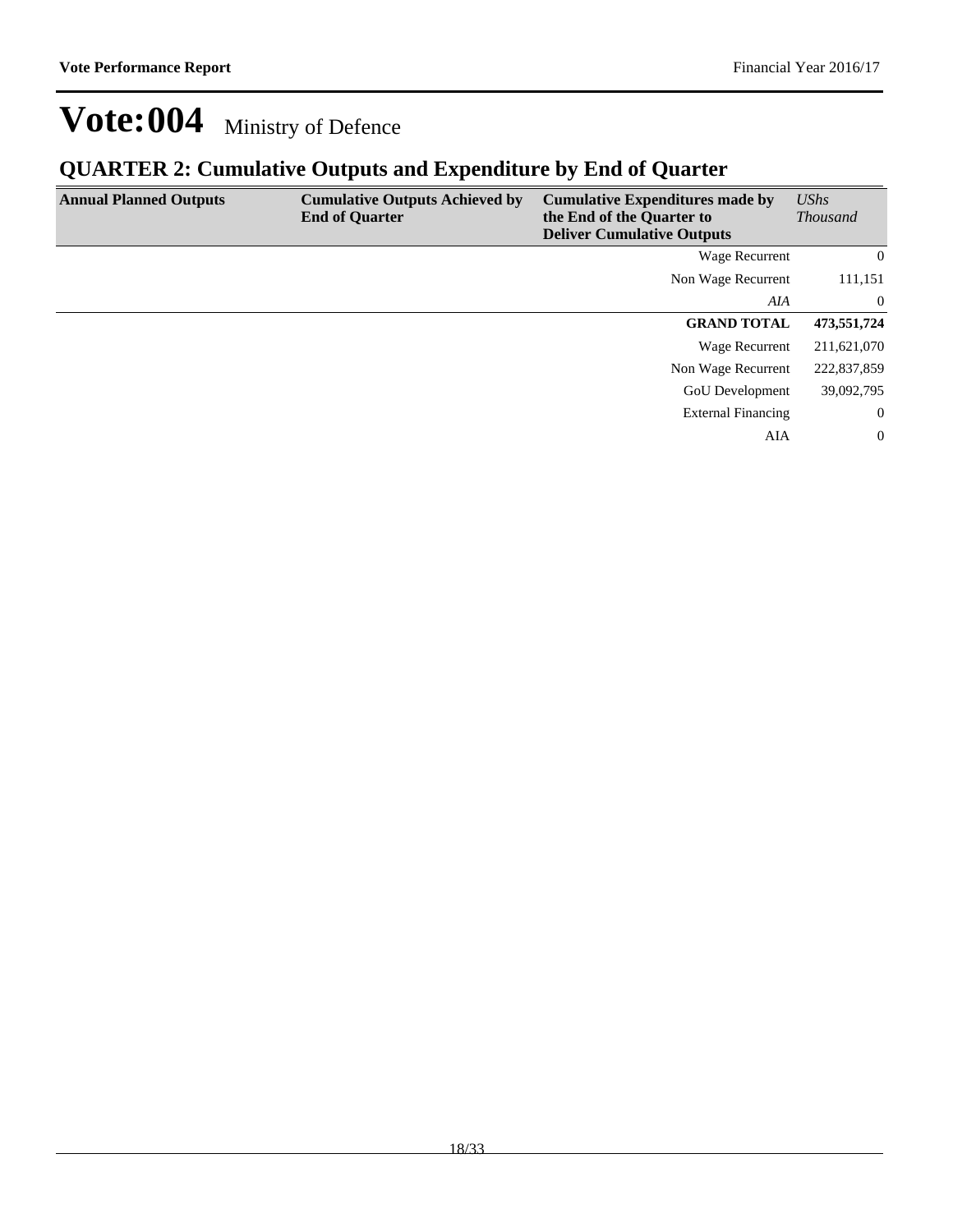# Vote:004 Ministry of Defence

## QUARTER 2: Cumulative Outputs and Expenditure by End of Quarter

| Annual Planned Outputs | Cumulative Outputs Achieved by End of Quarter | Cumulative Expenditures made by the End of the Quarter to Deliver Cumulative Outputs | *UShs Thousand* |
|---|---|---|---|
| | | Wage Recurrent | 0 |
| | | Non Wage Recurrent | 111,151 |
| | | *AIA* | 0 |
| | | **GRAND TOTAL** | **473,551,724** |
| | | Wage Recurrent | 211,621,070 |
| | | Non Wage Recurrent | 222,837,859 |
| | | GoU Development | 39,092,795 |
| | | External Financing | 0 |
| | | AIA | 0 |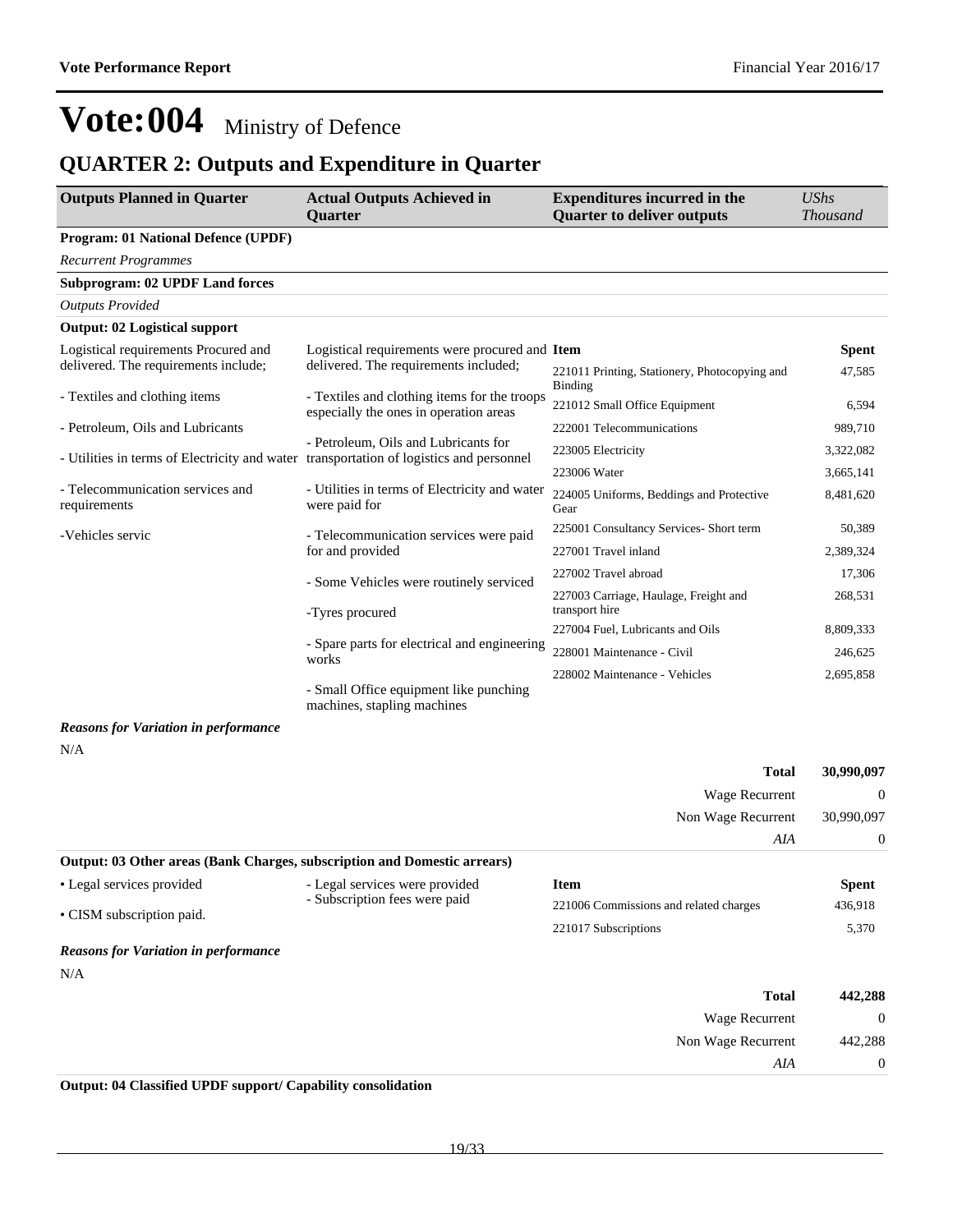# Vote:004 Ministry of Defence

## QUARTER 2: Outputs and Expenditure in Quarter

| Outputs Planned in Quarter | Actual Outputs Achieved in Quarter | Expenditures incurred in the Quarter to deliver outputs | *UShs Thousand* |
|---|---|---|---|

**Program: 01 National Defence (UPDF)**

*Recurrent Programmes*

**Subprogram: 02 UPDF Land forces**

*Outputs Provided*

**Output: 02 Logistical support**

Logistical requirements Procured and delivered. The requirements include;

- Textiles and clothing items
- Petroleum, Oils and Lubricants
- Utilities in terms of Electricity and water
- Telecommunication services and requirements

-Vehicles servic

Logistical requirements were procured and delivered. The requirements included;

- Textiles and clothing items for the troops especially the ones in operation areas
- Petroleum, Oils and Lubricants for transportation of logistics and personnel
- Utilities in terms of Electricity and water were paid for
- Telecommunication services were paid for and provided
- Some Vehicles were routinely serviced

-Tyres procured

- Spare parts for electrical and engineering works
- Small Office equipment like punching machines, stapling machines

| Item | Spent |
|---|---|
| 221011 Printing, Stationery, Photocopying and Binding | 47,585 |
| 221012 Small Office Equipment | 6,594 |
| 222001 Telecommunications | 989,710 |
| 223005 Electricity | 3,322,082 |
| 223006 Water | 3,665,141 |
| 224005 Uniforms, Beddings and Protective Gear | 8,481,620 |
| 225001 Consultancy Services- Short term | 50,389 |
| 227001 Travel inland | 2,389,324 |
| 227002 Travel abroad | 17,306 |
| 227003 Carriage, Haulage, Freight and transport hire | 268,531 |
| 227004 Fuel, Lubricants and Oils | 8,809,333 |
| 228001 Maintenance - Civil | 246,625 |
| 228002 Maintenance - Vehicles | 2,695,858 |

***Reasons for Variation in performance***

N/A

| | |
|---|---|
| **Total** | **30,990,097** |
| Wage Recurrent | 0 |
| Non Wage Recurrent | 30,990,097 |
| *AIA* | 0 |

**Output: 03 Other areas (Bank Charges, subscription and Domestic arrears)**

• Legal services provided

• CISM subscription paid.

- Legal services were provided
- Subscription fees were paid

| Item | Spent |
|---|---|
| 221006 Commissions and related charges | 436,918 |
| 221017 Subscriptions | 5,370 |

***Reasons for Variation in performance***

N/A

| | |
|---|---|
| **Total** | **442,288** |
| Wage Recurrent | 0 |
| Non Wage Recurrent | 442,288 |
| *AIA* | 0 |

**Output: 04 Classified UPDF support/ Capability consolidation**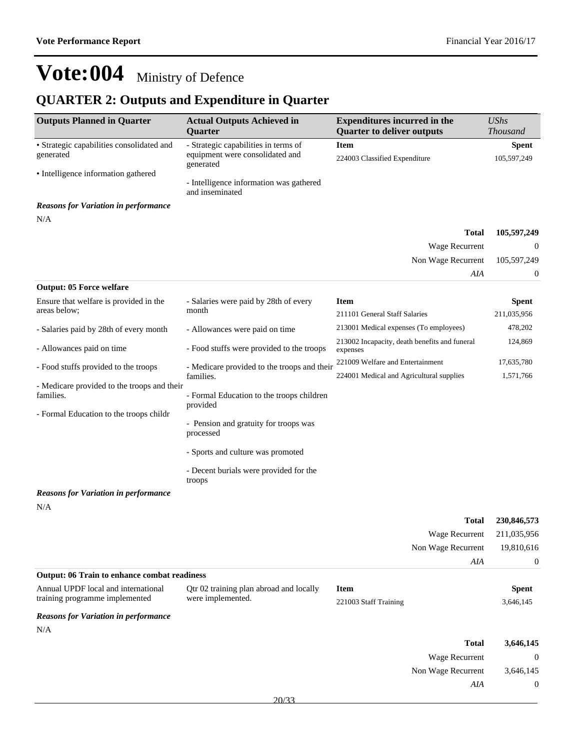# Vote:004 Ministry of Defence

## QUARTER 2: Outputs and Expenditure in Quarter

| Outputs Planned in Quarter | Actual Outputs Achieved in Quarter | Expenditures incurred in the Quarter to deliver outputs | *UShs Thousand* |
|---|---|---|---|
| • Strategic capabilities consolidated and generated<br>• Intelligence information gathered | - Strategic capabilities in terms of equipment were consolidated and generated<br>- Intelligence information was gathered and inseminated | **Item** | **Spent** |
| | | 224003 Classified Expenditure | 105,597,249 |

***Reasons for Variation in performance***

N/A

| | |
|---|---|
| **Total** | **105,597,249** |
| Wage Recurrent | 0 |
| Non Wage Recurrent | 105,597,249 |
| *AIA* | 0 |

**Output: 05 Force welfare**

| Outputs Planned in Quarter | Actual Outputs Achieved in Quarter | Expenditures incurred in the Quarter to deliver outputs | *UShs Thousand* |
|---|---|---|---|
| Ensure that welfare is provided in the areas below;<br>- Salaries paid by 28th of every month<br>- Allowances paid on time<br>- Food stuffs provided to the troops<br>- Medicare provided to the troops and their families.<br>- Formal Education to the troops childr | - Salaries were paid by 28th of every month<br>- Allowances were paid on time<br>- Food stuffs were provided to the troops<br>- Medicare provided to the troops and their families.<br>- Formal Education to the troops children provided<br>- Pension and gratuity for troops was processed<br>- Sports and culture was promoted<br>- Decent burials were provided for the troops | **Item** | **Spent** |
| | | 211101 General Staff Salaries | 211,035,956 |
| | | 213001 Medical expenses (To employees) | 478,202 |
| | | 213002 Incapacity, death benefits and funeral expenses | 124,869 |
| | | 221009 Welfare and Entertainment | 17,635,780 |
| | | 224001 Medical and Agricultural supplies | 1,571,766 |

***Reasons for Variation in performance***

N/A

| | |
|---|---|
| **Total** | **230,846,573** |
| Wage Recurrent | 211,035,956 |
| Non Wage Recurrent | 19,810,616 |
| *AIA* | 0 |

**Output: 06 Train to enhance combat readiness**

| Outputs Planned in Quarter | Actual Outputs Achieved in Quarter | Expenditures incurred in the Quarter to deliver outputs | *UShs Thousand* |
|---|---|---|---|
| Annual UPDF local and international training programme implemented | Qtr 02 training plan abroad and locally were implemented. | **Item** | **Spent** |
| | | 221003 Staff Training | 3,646,145 |

***Reasons for Variation in performance***

N/A

| | |
|---|---|
| **Total** | **3,646,145** |
| Wage Recurrent | 0 |
| Non Wage Recurrent | 3,646,145 |
| *AIA* | 0 |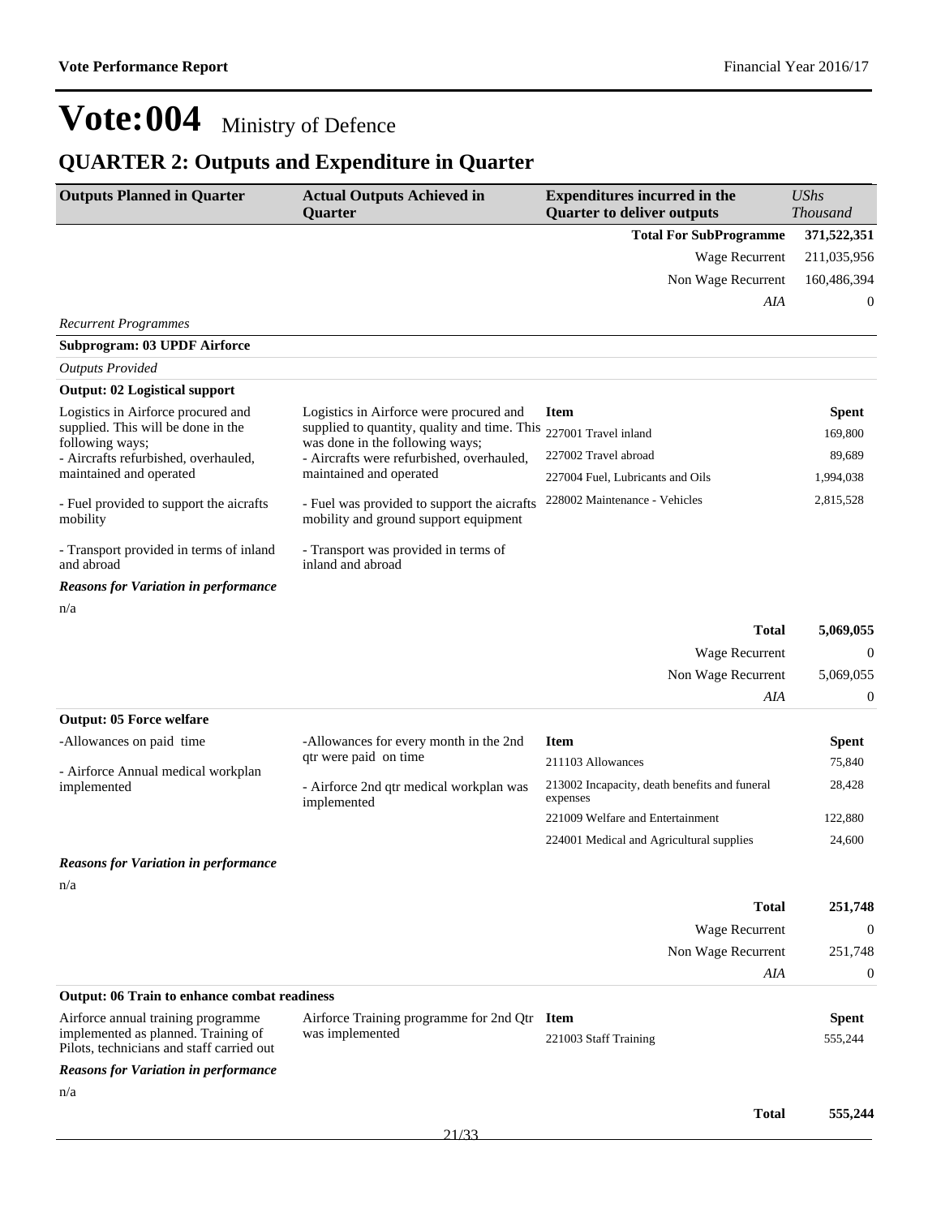# Vote:004 Ministry of Defence

## QUARTER 2: Outputs and Expenditure in Quarter

| Outputs Planned in Quarter | Actual Outputs Achieved in Quarter | Expenditures incurred in the Quarter to deliver outputs | UShs Thousand |
|---|---|---|---|
| | | **Total For SubProgramme** | **371,522,351** |
| | | Wage Recurrent | 211,035,956 |
| | | Non Wage Recurrent | 160,486,394 |
| | | *AIA* | 0 |

*Recurrent Programmes*

**Subprogram: 03 UPDF Airforce**

*Outputs Provided*

**Output: 02 Logistical support**

| Outputs Planned in Quarter | Actual Outputs Achieved in Quarter | Item | Spent |
|---|---|---|---|
| Logistics in Airforce procured and supplied. This will be done in the following ways;<br>- Aircrafts refurbished, overhauled, maintained and operated<br><br>- Fuel provided to support the aicrafts mobility<br><br>- Transport provided in terms of inland and abroad | Logistics in Airforce were procured and supplied to quantity, quality and time. This was done in the following ways;<br>- Aircrafts were refurbished, overhauled, maintained and operated<br><br>- Fuel was provided to support the aicrafts mobility and ground support equipment<br><br>- Transport was provided in terms of inland and abroad | 227001 Travel inland | 169,800 |
| | | 227002 Travel abroad | 89,689 |
| | | 227004 Fuel, Lubricants and Oils | 1,994,038 |
| | | 228002 Maintenance - Vehicles | 2,815,528 |

***Reasons for Variation in performance***

n/a

| | |
|---|---|
| **Total** | **5,069,055** |
| Wage Recurrent | 0 |
| Non Wage Recurrent | 5,069,055 |
| *AIA* | 0 |

**Output: 05 Force welfare**

| Outputs Planned in Quarter | Actual Outputs Achieved in Quarter | Item | Spent |
|---|---|---|---|
| -Allowances on paid time<br><br>- Airforce Annual medical workplan implemented | -Allowances for every month in the 2nd qtr were paid on time<br><br>- Airforce 2nd qtr medical workplan was implemented | 211103 Allowances | 75,840 |
| | | 213002 Incapacity, death benefits and funeral expenses | 28,428 |
| | | 221009 Welfare and Entertainment | 122,880 |
| | | 224001 Medical and Agricultural supplies | 24,600 |

***Reasons for Variation in performance***

n/a

| | |
|---|---|
| **Total** | **251,748** |
| Wage Recurrent | 0 |
| Non Wage Recurrent | 251,748 |
| *AIA* | 0 |

**Output: 06 Train to enhance combat readiness**

| Outputs Planned in Quarter | Actual Outputs Achieved in Quarter | Item | Spent |
|---|---|---|---|
| Airforce annual training programme implemented as planned. Training of Pilots, technicians and staff carried out | Airforce Training programme for 2nd Qtr was implemented | 221003 Staff Training | 555,244 |

***Reasons for Variation in performance***

n/a

| | |
|---|---|
| **Total** | **555,244** |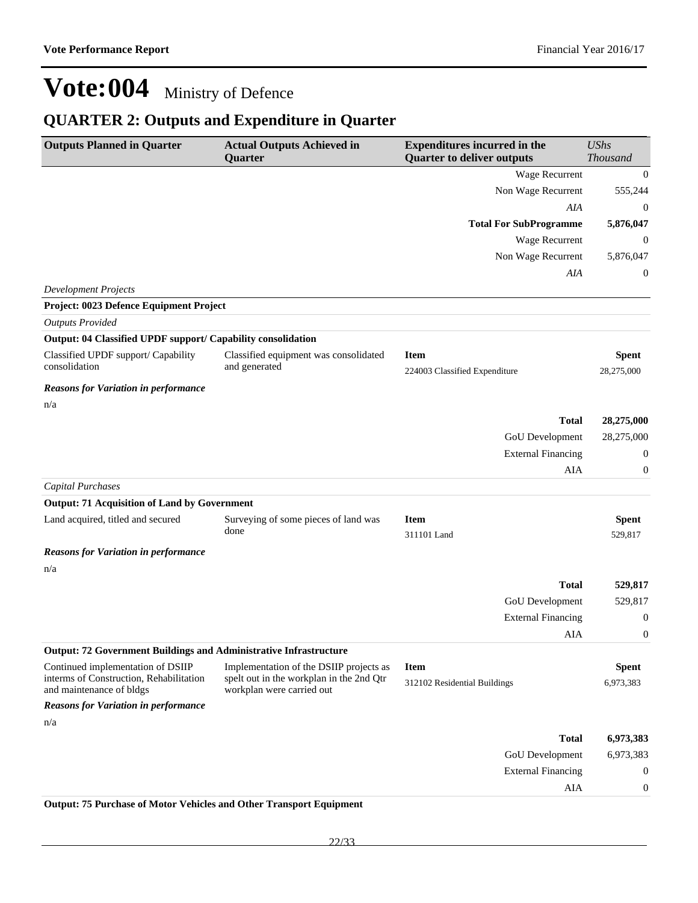# Vote:004 Ministry of Defence

## QUARTER 2: Outputs and Expenditure in Quarter

| Outputs Planned in Quarter | Actual Outputs Achieved in Quarter | Expenditures incurred in the Quarter to deliver outputs | *UShs Thousand* |
|---|---|---|---|
| | | Wage Recurrent | 0 |
| | | Non Wage Recurrent | 555,244 |
| | | *AIA* | 0 |
| | | **Total For SubProgramme** | **5,876,047** |
| | | Wage Recurrent | 0 |
| | | Non Wage Recurrent | 5,876,047 |
| | | *AIA* | 0 |
| *Development Projects* | | | |
| **Project: 0023 Defence Equipment Project** | | | |
| *Outputs Provided* | | | |
| **Output: 04 Classified UPDF support/ Capability consolidation** | | | |
| Classified UPDF support/ Capability consolidation | Classified equipment was consolidated and generated | **Item** | **Spent** |
| | | 224003 Classified Expenditure | 28,275,000 |
| ***Reasons for Variation in performance*** | | | |
| n/a | | | |
| | | **Total** | **28,275,000** |
| | | GoU Development | 28,275,000 |
| | | External Financing | 0 |
| | | AIA | 0 |
| *Capital Purchases* | | | |
| **Output: 71 Acquisition of Land by Government** | | | |
| Land acquired, titled and secured | Surveying of some pieces of land was done | **Item** | **Spent** |
| | | 311101 Land | 529,817 |
| ***Reasons for Variation in performance*** | | | |
| n/a | | | |
| | | **Total** | **529,817** |
| | | GoU Development | 529,817 |
| | | External Financing | 0 |
| | | AIA | 0 |
| **Output: 72 Government Buildings and Administrative Infrastructure** | | | |
| Continued implementation of DSIIP interms of Construction, Rehabilitation and maintenance of bldgs | Implementation of the DSIIP projects as spelt out in the workplan in the 2nd Qtr workplan were carried out | **Item** | **Spent** |
| | | 312102 Residential Buildings | 6,973,383 |
| ***Reasons for Variation in performance*** | | | |
| n/a | | | |
| | | **Total** | **6,973,383** |
| | | GoU Development | 6,973,383 |
| | | External Financing | 0 |
| | | AIA | 0 |
| **Output: 75 Purchase of Motor Vehicles and Other Transport Equipment** | | | |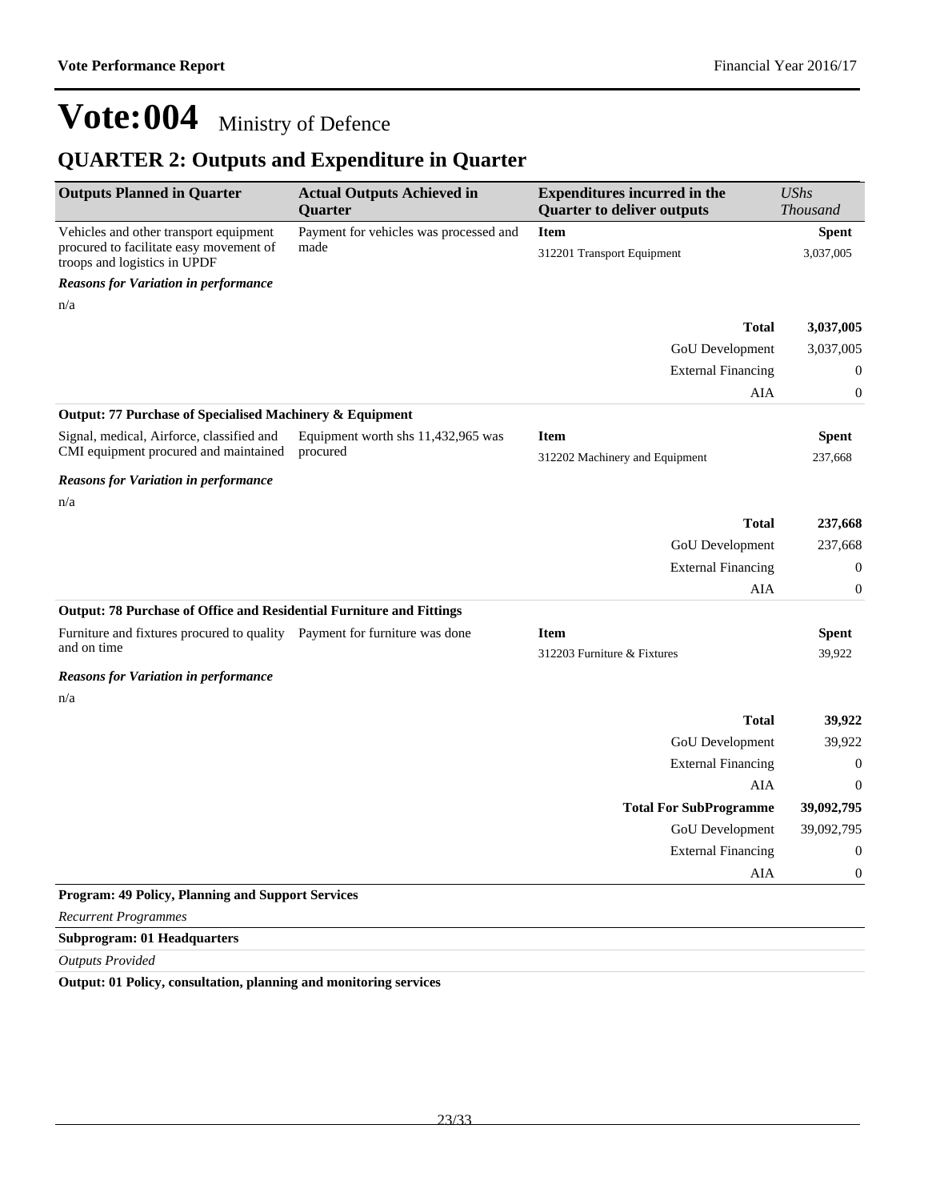# Vote:004 Ministry of Defence

## QUARTER 2: Outputs and Expenditure in Quarter

| Outputs Planned in Quarter | Actual Outputs Achieved in Quarter | Expenditures incurred in the Quarter to deliver outputs | *UShs Thousand* |
|---|---|---|---|
| Vehicles and other transport equipment procured to facilitate easy movement of troops and logistics in UPDF | Payment for vehicles was processed and made | **Item** | **Spent** |
| | | 312201 Transport Equipment | 3,037,005 |

***Reasons for Variation in performance***

n/a

| | |
|---|---|
| **Total** | **3,037,005** |
| GoU Development | 3,037,005 |
| External Financing | 0 |
| AIA | 0 |

**Output: 77 Purchase of Specialised Machinery & Equipment**

| Outputs Planned in Quarter | Actual Outputs Achieved in Quarter | Expenditures incurred in the Quarter to deliver outputs | *UShs Thousand* |
|---|---|---|---|
| Signal, medical, Airforce, classified and CMI equipment procured and maintained | Equipment worth shs 11,432,965 was procured | **Item** | **Spent** |
| | | 312202 Machinery and Equipment | 237,668 |

***Reasons for Variation in performance***

n/a

| | |
|---|---|
| **Total** | **237,668** |
| GoU Development | 237,668 |
| External Financing | 0 |
| AIA | 0 |

**Output: 78 Purchase of Office and Residential Furniture and Fittings**

| Outputs Planned in Quarter | Actual Outputs Achieved in Quarter | Expenditures incurred in the Quarter to deliver outputs | *UShs Thousand* |
|---|---|---|---|
| Furniture and fixtures procured to quality and on time | Payment for furniture was done | **Item** | **Spent** |
| | | 312203 Furniture & Fixtures | 39,922 |

***Reasons for Variation in performance***

n/a

| | |
|---|---|
| **Total** | **39,922** |
| GoU Development | 39,922 |
| External Financing | 0 |
| AIA | 0 |
| **Total For SubProgramme** | **39,092,795** |
| GoU Development | 39,092,795 |
| External Financing | 0 |
| AIA | 0 |

**Program: 49 Policy, Planning and Support Services**

*Recurrent Programmes*

**Subprogram: 01 Headquarters**

*Outputs Provided*

**Output: 01 Policy, consultation, planning and monitoring services**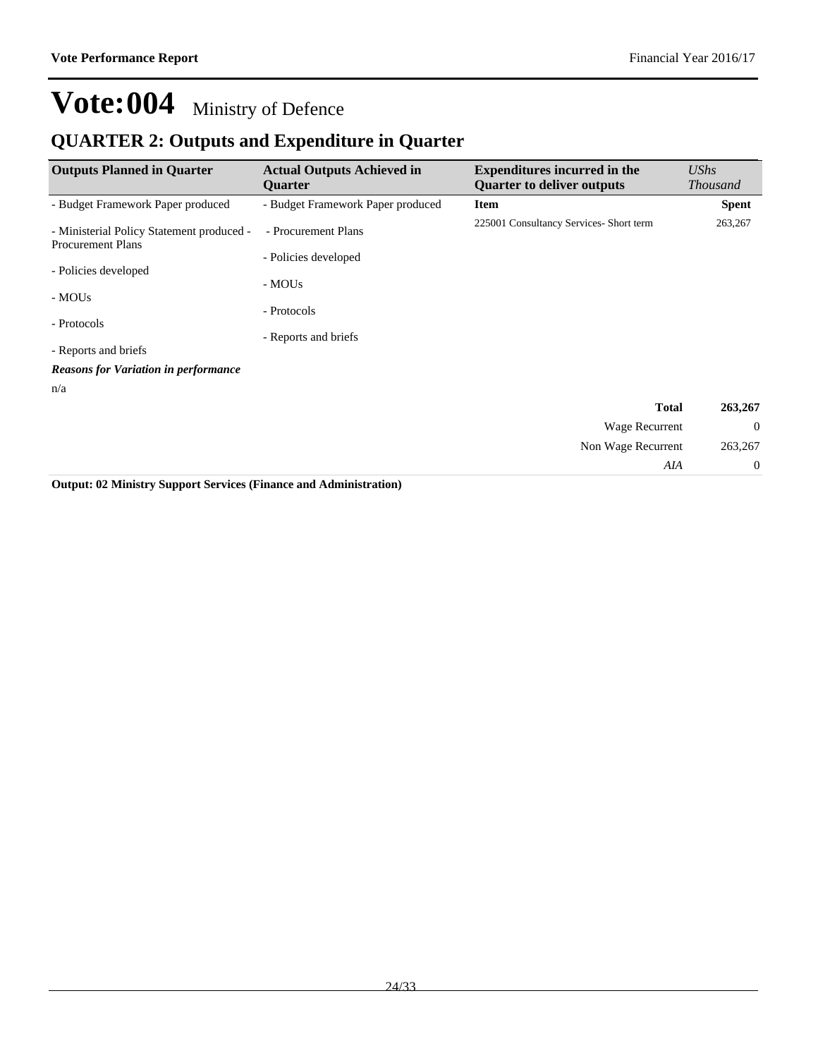# Vote:004 Ministry of Defence

## QUARTER 2: Outputs and Expenditure in Quarter

| Outputs Planned in Quarter | Actual Outputs Achieved in Quarter | Expenditures incurred in the Quarter to deliver outputs | *UShs Thousand* |
|---|---|---|---|
| - Budget Framework Paper produced<br><br>- Ministerial Policy Statement produced - Procurement Plans<br><br>- Policies developed<br><br>- MOUs<br><br>- Protocols<br><br>- Reports and briefs | - Budget Framework Paper produced<br><br>- Procurement Plans<br><br>- Policies developed<br><br>- MOUs<br><br>- Protocols<br><br>- Reports and briefs | **Item** | **Spent** |
| | | 225001 Consultancy Services- Short term | 263,267 |

***Reasons for Variation in performance***

n/a

| | |
|---|---|
| **Total** | **263,267** |
| Wage Recurrent | 0 |
| Non Wage Recurrent | 263,267 |
| *AIA* | 0 |

**Output: 02 Ministry Support Services (Finance and Administration)**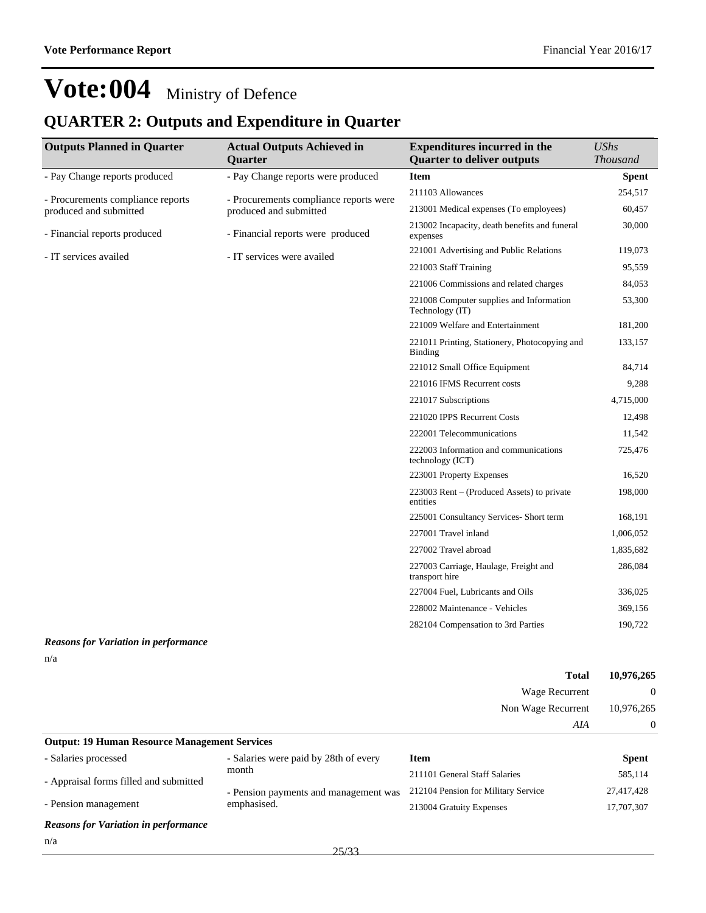# Vote:004 Ministry of Defence

## QUARTER 2: Outputs and Expenditure in Quarter

| Outputs Planned in Quarter | Actual Outputs Achieved in Quarter | Expenditures incurred in the Quarter to deliver outputs | *UShs Thousand* |
|---|---|---|---|
| - Pay Change reports produced<br><br>- Procurements compliance reports produced and submitted<br><br>- Financial reports produced<br><br>- IT services availed | - Pay Change reports were produced<br><br>- Procurements compliance reports were produced and submitted<br><br>- Financial reports were produced<br><br>- IT services were availed | **Item** | **Spent** |
| | | 211103 Allowances | 254,517 |
| | | 213001 Medical expenses (To employees) | 60,457 |
| | | 213002 Incapacity, death benefits and funeral expenses | 30,000 |
| | | 221001 Advertising and Public Relations | 119,073 |
| | | 221003 Staff Training | 95,559 |
| | | 221006 Commissions and related charges | 84,053 |
| | | 221008 Computer supplies and Information Technology (IT) | 53,300 |
| | | 221009 Welfare and Entertainment | 181,200 |
| | | 221011 Printing, Stationery, Photocopying and Binding | 133,157 |
| | | 221012 Small Office Equipment | 84,714 |
| | | 221016 IFMS Recurrent costs | 9,288 |
| | | 221017 Subscriptions | 4,715,000 |
| | | 221020 IPPS Recurrent Costs | 12,498 |
| | | 222001 Telecommunications | 11,542 |
| | | 222003 Information and communications technology (ICT) | 725,476 |
| | | 223001 Property Expenses | 16,520 |
| | | 223003 Rent – (Produced Assets) to private entities | 198,000 |
| | | 225001 Consultancy Services- Short term | 168,191 |
| | | 227001 Travel inland | 1,006,052 |
| | | 227002 Travel abroad | 1,835,682 |
| | | 227003 Carriage, Haulage, Freight and transport hire | 286,084 |
| | | 227004 Fuel, Lubricants and Oils | 336,025 |
| | | 228002 Maintenance - Vehicles | 369,156 |
| | | 282104 Compensation to 3rd Parties | 190,722 |

***Reasons for Variation in performance***

n/a

| | |
|---|---|
| **Total** | **10,976,265** |
| Wage Recurrent | 0 |
| Non Wage Recurrent | 10,976,265 |
| *AIA* | 0 |

**Output: 19 Human Resource Management Services**

| Outputs Planned in Quarter | Actual Outputs Achieved in Quarter | Item | Spent |
|---|---|---|---|
| - Salaries processed<br><br>- Appraisal forms filled and submitted<br><br>- Pension management | - Salaries were paid by 28th of every month<br><br>- Pension payments and management was emphasised. | 211101 General Staff Salaries | 585,114 |
| | | 212104 Pension for Military Service | 27,417,428 |
| | | 213004 Gratuity Expenses | 17,707,307 |

***Reasons for Variation in performance***

n/a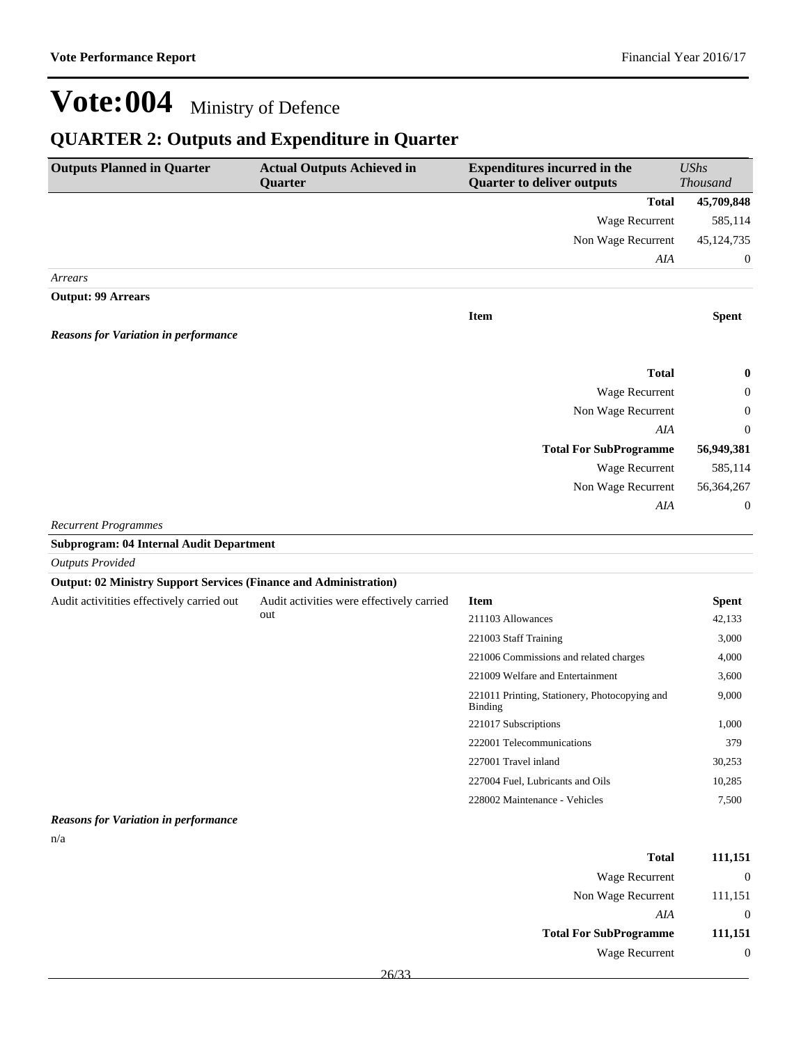# Vote:004 Ministry of Defence

## QUARTER 2: Outputs and Expenditure in Quarter

| Outputs Planned in Quarter | Actual Outputs Achieved in Quarter | Expenditures incurred in the Quarter to deliver outputs | *UShs Thousand* |
|---|---|---|---|
| | | **Total** | **45,709,848** |
| | | Wage Recurrent | 585,114 |
| | | Non Wage Recurrent | 45,124,735 |
| | | *AIA* | 0 |

*Arrears*

**Output: 99 Arrears**

| | | Item | Spent |
|---|---|---|---|

***Reasons for Variation in performance***

| | |
|---|---|
| **Total** | **0** |
| Wage Recurrent | 0 |
| Non Wage Recurrent | 0 |
| *AIA* | 0 |
| **Total For SubProgramme** | **56,949,381** |
| Wage Recurrent | 585,114 |
| Non Wage Recurrent | 56,364,267 |
| *AIA* | 0 |

*Recurrent Programmes*

**Subprogram: 04 Internal Audit Department**

*Outputs Provided*

**Output: 02 Ministry Support Services (Finance and Administration)**

| Outputs Planned in Quarter | Actual Outputs Achieved in Quarter | Item | Spent |
|---|---|---|---|
| Audit activitities effectively carried out | Audit activities were effectively carried out | 211103 Allowances | 42,133 |
| | | 221003 Staff Training | 3,000 |
| | | 221006 Commissions and related charges | 4,000 |
| | | 221009 Welfare and Entertainment | 3,600 |
| | | 221011 Printing, Stationery, Photocopying and Binding | 9,000 |
| | | 221017 Subscriptions | 1,000 |
| | | 222001 Telecommunications | 379 |
| | | 227001 Travel inland | 30,253 |
| | | 227004 Fuel, Lubricants and Oils | 10,285 |
| | | 228002 Maintenance - Vehicles | 7,500 |

***Reasons for Variation in performance***

n/a

| | |
|---|---|
| **Total** | **111,151** |
| Wage Recurrent | 0 |
| Non Wage Recurrent | 111,151 |
| *AIA* | 0 |
| **Total For SubProgramme** | **111,151** |
| Wage Recurrent | 0 |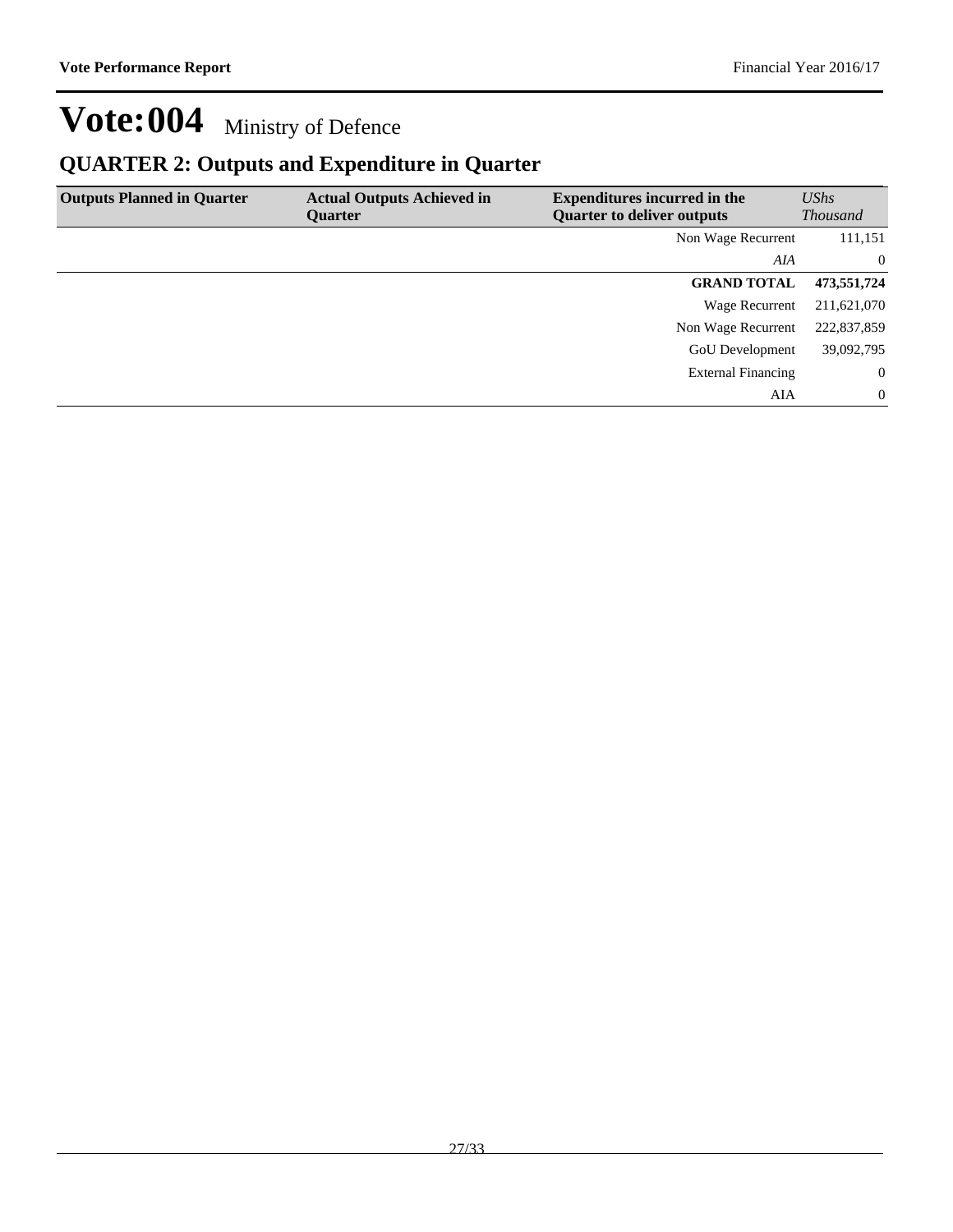# Vote:004 Ministry of Defence

## QUARTER 2: Outputs and Expenditure in Quarter

| Outputs Planned in Quarter | Actual Outputs Achieved in Quarter | Expenditures incurred in the Quarter to deliver outputs | *UShs Thousand* |
|---|---|---|---|
| | | Non Wage Recurrent | 111,151 |
| | | *AIA* | 0 |
| | | **GRAND TOTAL** | **473,551,724** |
| | | Wage Recurrent | 211,621,070 |
| | | Non Wage Recurrent | 222,837,859 |
| | | GoU Development | 39,092,795 |
| | | External Financing | 0 |
| | | AIA | 0 |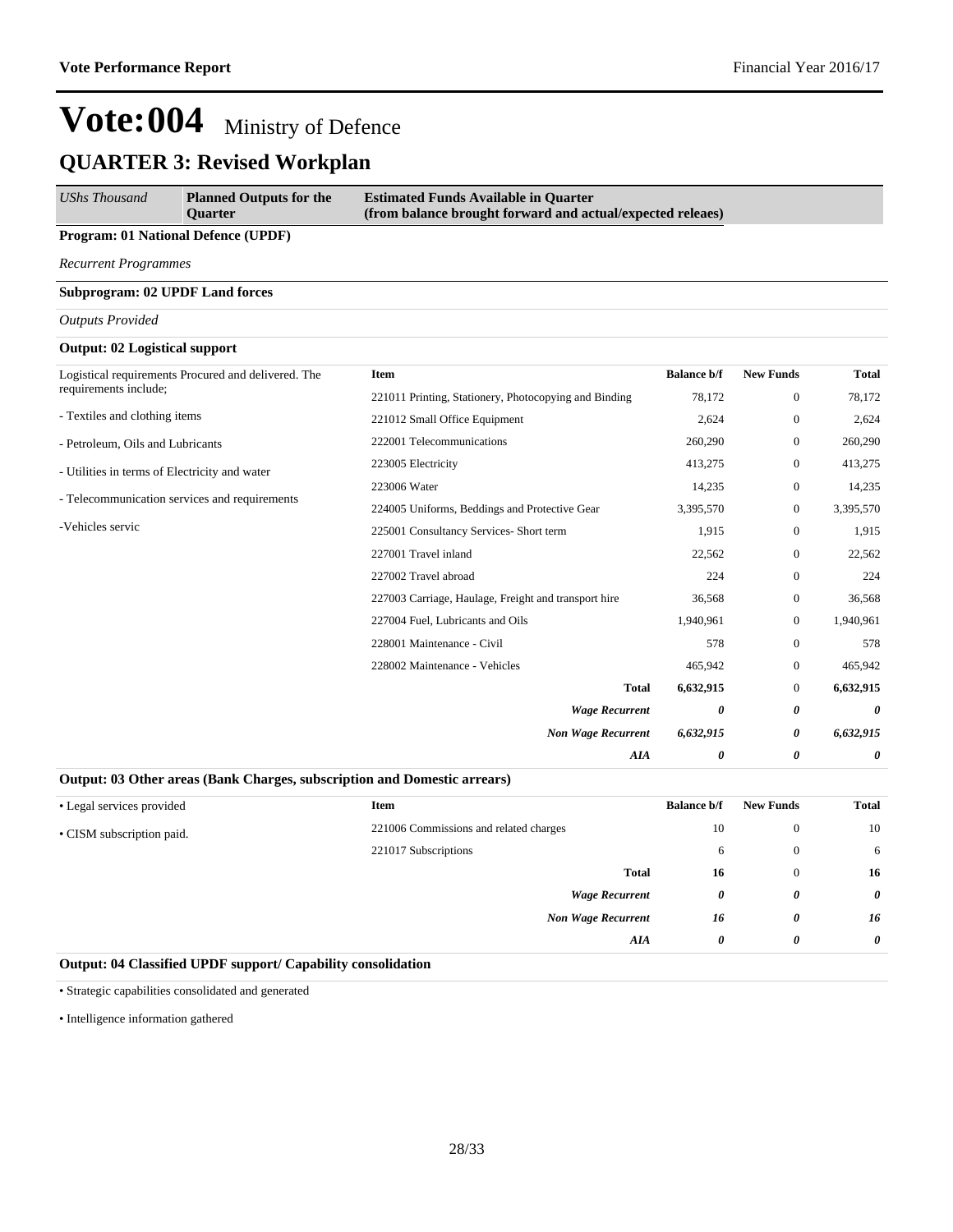# Vote:004 Ministry of Defence

## QUARTER 3: Revised Workplan

| *UShs Thousand* | **Planned Outputs for the Quarter** | **Estimated Funds Available in Quarter (from balance brought forward and actual/expected releaes)** |
|---|---|---|

**Program: 01 National Defence (UPDF)**

*Recurrent Programmes*

**Subprogram: 02 UPDF Land forces**

*Outputs Provided*

**Output: 02 Logistical support**

Logistical requirements Procured and delivered. The requirements include;

- Textiles and clothing items

- Petroleum, Oils and Lubricants

- Utilities in terms of Electricity and water

- Telecommunication services and requirements

-Vehicles servic

| Item | Balance b/f | New Funds | Total |
|---|---|---|---|
| 221011 Printing, Stationery, Photocopying and Binding | 78,172 | 0 | 78,172 |
| 221012 Small Office Equipment | 2,624 | 0 | 2,624 |
| 222001 Telecommunications | 260,290 | 0 | 260,290 |
| 223005 Electricity | 413,275 | 0 | 413,275 |
| 223006 Water | 14,235 | 0 | 14,235 |
| 224005 Uniforms, Beddings and Protective Gear | 3,395,570 | 0 | 3,395,570 |
| 225001 Consultancy Services- Short term | 1,915 | 0 | 1,915 |
| 227001 Travel inland | 22,562 | 0 | 22,562 |
| 227002 Travel abroad | 224 | 0 | 224 |
| 227003 Carriage, Haulage, Freight and transport hire | 36,568 | 0 | 36,568 |
| 227004 Fuel, Lubricants and Oils | 1,940,961 | 0 | 1,940,961 |
| 228001 Maintenance - Civil | 578 | 0 | 578 |
| 228002 Maintenance - Vehicles | 465,942 | 0 | 465,942 |
| **Total** | **6,632,915** | 0 | **6,632,915** |
| ***Wage Recurrent*** | ***0*** | ***0*** | ***0*** |
| ***Non Wage Recurrent*** | ***6,632,915*** | ***0*** | ***6,632,915*** |
| ***AIA*** | ***0*** | ***0*** | ***0*** |

**Output: 03 Other areas (Bank Charges, subscription and Domestic arrears)**

- Legal services provided
- CISM subscription paid.

| Item | Balance b/f | New Funds | Total |
|---|---|---|---|
| 221006 Commissions and related charges | 10 | 0 | 10 |
| 221017 Subscriptions | 6 | 0 | 6 |
| **Total** | **16** | 0 | **16** |
| ***Wage Recurrent*** | ***0*** | ***0*** | ***0*** |
| ***Non Wage Recurrent*** | ***16*** | ***0*** | ***16*** |
| ***AIA*** | ***0*** | ***0*** | ***0*** |

**Output: 04 Classified UPDF support/ Capability consolidation**

- Strategic capabilities consolidated and generated

- Intelligence information gathered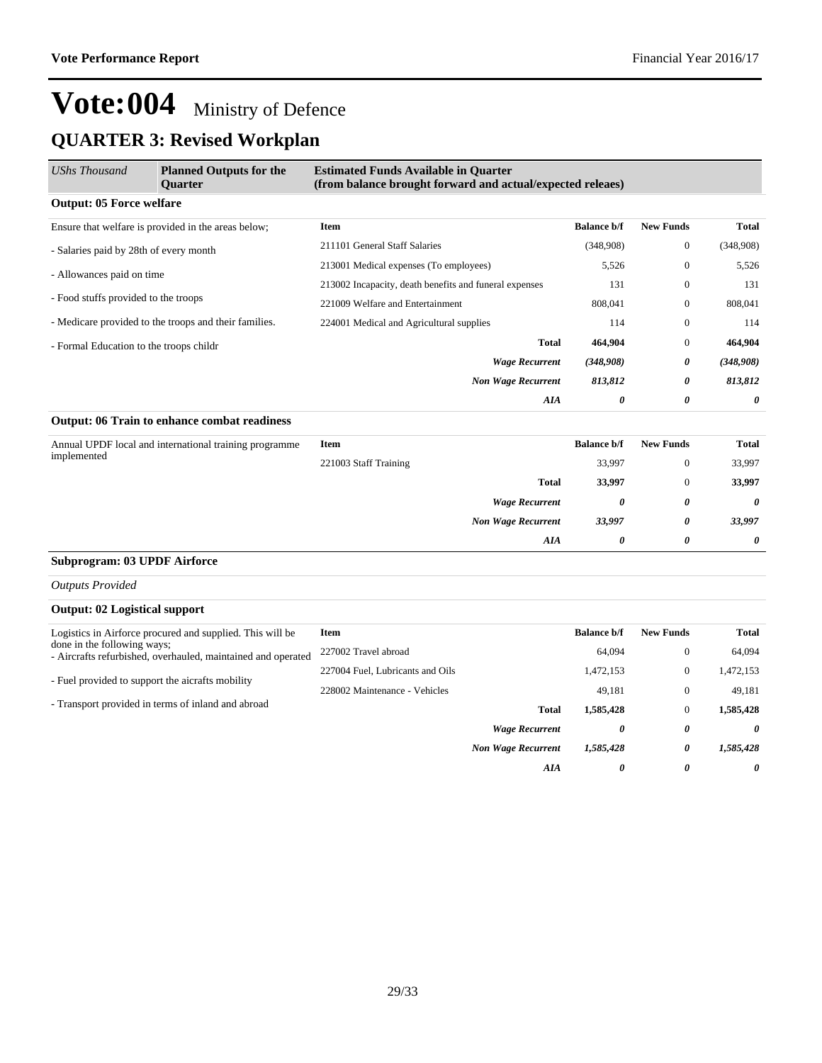# Vote:004 Ministry of Defence

## QUARTER 3: Revised Workplan

| *UShs Thousand* | **Planned Outputs for the Quarter** | **Estimated Funds Available in Quarter (from balance brought forward and actual/expected releaes)** | | | |
|---|---|---|---|---|---|

### Output: 05 Force welfare

| Planned Outputs | Item | Balance b/f | New Funds | Total |
|---|---|---|---|---|
| Ensure that welfare is provided in the areas below; | 211101 General Staff Salaries | (348,908) | 0 | (348,908) |
| - Salaries paid by 28th of every month | 213001 Medical expenses (To employees) | 5,526 | 0 | 5,526 |
| - Allowances paid on time | 213002 Incapacity, death benefits and funeral expenses | 131 | 0 | 131 |
| - Food stuffs provided to the troops | 221009 Welfare and Entertainment | 808,041 | 0 | 808,041 |
| - Medicare provided to the troops and their families. | 224001 Medical and Agricultural supplies | 114 | 0 | 114 |
| - Formal Education to the troops childr | **Total** | **464,904** | 0 | **464,904** |
| | ***Wage Recurrent*** | ***(348,908)*** | ***0*** | ***(348,908)*** |
| | ***Non Wage Recurrent*** | ***813,812*** | ***0*** | ***813,812*** |
| | ***AIA*** | ***0*** | ***0*** | ***0*** |

### Output: 06 Train to enhance combat readiness

| Planned Outputs | Item | Balance b/f | New Funds | Total |
|---|---|---|---|---|
| Annual UPDF local and international training programme implemented | 221003 Staff Training | 33,997 | 0 | 33,997 |
| | **Total** | **33,997** | 0 | **33,997** |
| | ***Wage Recurrent*** | ***0*** | ***0*** | ***0*** |
| | ***Non Wage Recurrent*** | ***33,997*** | ***0*** | ***33,997*** |
| | ***AIA*** | ***0*** | ***0*** | ***0*** |

### Subprogram: 03 UPDF Airforce

*Outputs Provided*

### Output: 02 Logistical support

| Planned Outputs | Item | Balance b/f | New Funds | Total |
|---|---|---|---|---|
| Logistics in Airforce procured and supplied. This will be done in the following ways;<br>- Aircrafts refurbished, overhauled, maintained and operated | 227002 Travel abroad | 64,094 | 0 | 64,094 |
| - Fuel provided to support the aicrafts mobility | 227004 Fuel, Lubricants and Oils | 1,472,153 | 0 | 1,472,153 |
| - Transport provided in terms of inland and abroad | 228002 Maintenance - Vehicles | 49,181 | 0 | 49,181 |
| | **Total** | **1,585,428** | 0 | **1,585,428** |
| | ***Wage Recurrent*** | ***0*** | ***0*** | ***0*** |
| | ***Non Wage Recurrent*** | ***1,585,428*** | ***0*** | ***1,585,428*** |
| | ***AIA*** | ***0*** | ***0*** | ***0*** |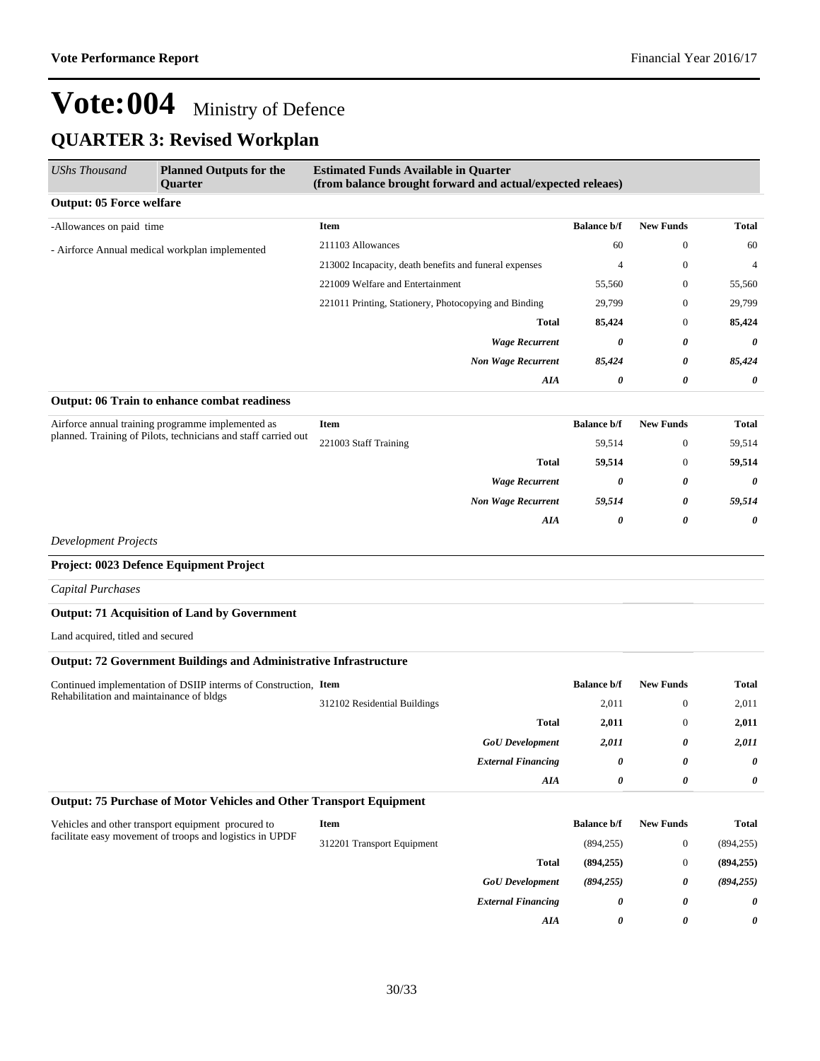# Vote:004 Ministry of Defence

## QUARTER 3: Revised Workplan

| *UShs Thousand* | **Planned Outputs for the Quarter** | **Estimated Funds Available in Quarter (from balance brought forward and actual/expected releaes)** | | | |
|---|---|---|---|---|---|

**Output: 05 Force welfare**

-Allowances on paid time

- Airforce Annual medical workplan implemented

| Item | Balance b/f | New Funds | Total |
|---|---|---|---|
| 211103 Allowances | 60 | 0 | 60 |
| 213002 Incapacity, death benefits and funeral expenses | 4 | 0 | 4 |
| 221009 Welfare and Entertainment | 55,560 | 0 | 55,560 |
| 221011 Printing, Stationery, Photocopying and Binding | 29,799 | 0 | 29,799 |
| **Total** | **85,424** | 0 | **85,424** |
| ***Wage Recurrent*** | ***0*** | ***0*** | ***0*** |
| ***Non Wage Recurrent*** | ***85,424*** | ***0*** | ***85,424*** |
| ***AIA*** | ***0*** | ***0*** | ***0*** |

**Output: 06 Train to enhance combat readiness**

Airforce annual training programme implemented as planned. Training of Pilots, technicians and staff carried out

| Item | Balance b/f | New Funds | Total |
|---|---|---|---|
| 221003 Staff Training | 59,514 | 0 | 59,514 |
| **Total** | **59,514** | 0 | **59,514** |
| ***Wage Recurrent*** | ***0*** | ***0*** | ***0*** |
| ***Non Wage Recurrent*** | ***59,514*** | ***0*** | ***59,514*** |
| ***AIA*** | ***0*** | ***0*** | ***0*** |

*Development Projects*

**Project: 0023 Defence Equipment Project**

*Capital Purchases*

**Output: 71 Acquisition of Land by Government**

Land acquired, titled and secured

**Output: 72 Government Buildings and Administrative Infrastructure**

Continued implementation of DSIIP interms of Construction, Rehabilitation and maintainance of bldgs

| Item | Balance b/f | New Funds | Total |
|---|---|---|---|
| 312102 Residential Buildings | 2,011 | 0 | 2,011 |
| **Total** | **2,011** | 0 | **2,011** |
| ***GoU Development*** | ***2,011*** | ***0*** | ***2,011*** |
| ***External Financing*** | ***0*** | ***0*** | ***0*** |
| ***AIA*** | ***0*** | ***0*** | ***0*** |

**Output: 75 Purchase of Motor Vehicles and Other Transport Equipment**

Vehicles and other transport equipment procured to facilitate easy movement of troops and logistics in UPDF

| Item | Balance b/f | New Funds | Total |
|---|---|---|---|
| 312201 Transport Equipment | (894,255) | 0 | (894,255) |
| **Total** | **(894,255)** | 0 | **(894,255)** |
| ***GoU Development*** | ***(894,255)*** | ***0*** | ***(894,255)*** |
| ***External Financing*** | ***0*** | ***0*** | ***0*** |
| ***AIA*** | ***0*** | ***0*** | ***0*** |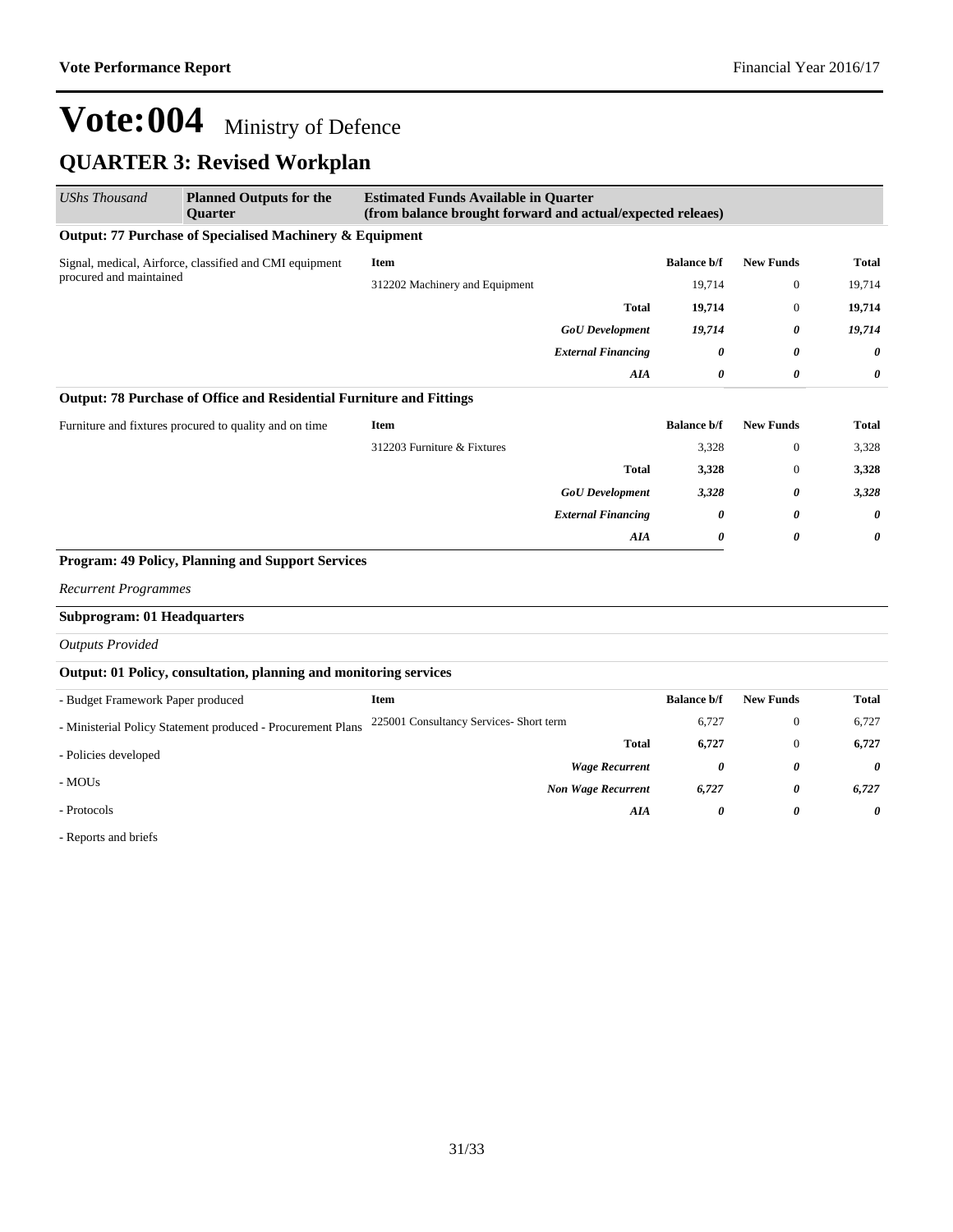# Vote:004 Ministry of Defence

## QUARTER 3: Revised Workplan

| *UShs Thousand* | **Planned Outputs for the Quarter** | **Estimated Funds Available in Quarter (from balance brought forward and actual/expected releaes)** | | | |
|---|---|---|---|---|---|

**Output: 77 Purchase of Specialised Machinery & Equipment**

| Planned Outputs | Item | Balance b/f | New Funds | Total |
|---|---|---|---|---|
| Signal, medical, Airforce, classified and CMI equipment procured and maintained | 312202 Machinery and Equipment | 19,714 | 0 | 19,714 |
| | **Total** | **19,714** | 0 | **19,714** |
| | ***GoU Development*** | ***19,714*** | ***0*** | ***19,714*** |
| | ***External Financing*** | ***0*** | ***0*** | ***0*** |
| | ***AIA*** | ***0*** | ***0*** | ***0*** |

**Output: 78 Purchase of Office and Residential Furniture and Fittings**

| Planned Outputs | Item | Balance b/f | New Funds | Total |
|---|---|---|---|---|
| Furniture and fixtures procured to quality and on time | 312203 Furniture & Fixtures | 3,328 | 0 | 3,328 |
| | **Total** | **3,328** | 0 | **3,328** |
| | ***GoU Development*** | ***3,328*** | ***0*** | ***3,328*** |
| | ***External Financing*** | ***0*** | ***0*** | ***0*** |
| | ***AIA*** | ***0*** | ***0*** | ***0*** |

**Program: 49 Policy, Planning and Support Services**

*Recurrent Programmes*

**Subprogram: 01 Headquarters**

*Outputs Provided*

**Output: 01 Policy, consultation, planning and monitoring services**

| Planned Outputs | Item | Balance b/f | New Funds | Total |
|---|---|---|---|---|
| - Budget Framework Paper produced | 225001 Consultancy Services- Short term | 6,727 | 0 | 6,727 |
| - Ministerial Policy Statement produced - Procurement Plans | **Total** | **6,727** | 0 | **6,727** |
| - Policies developed | ***Wage Recurrent*** | ***0*** | ***0*** | ***0*** |
| - MOUs | ***Non Wage Recurrent*** | ***6,727*** | ***0*** | ***6,727*** |
| - Protocols | ***AIA*** | ***0*** | ***0*** | ***0*** |
| - Reports and briefs | | | | |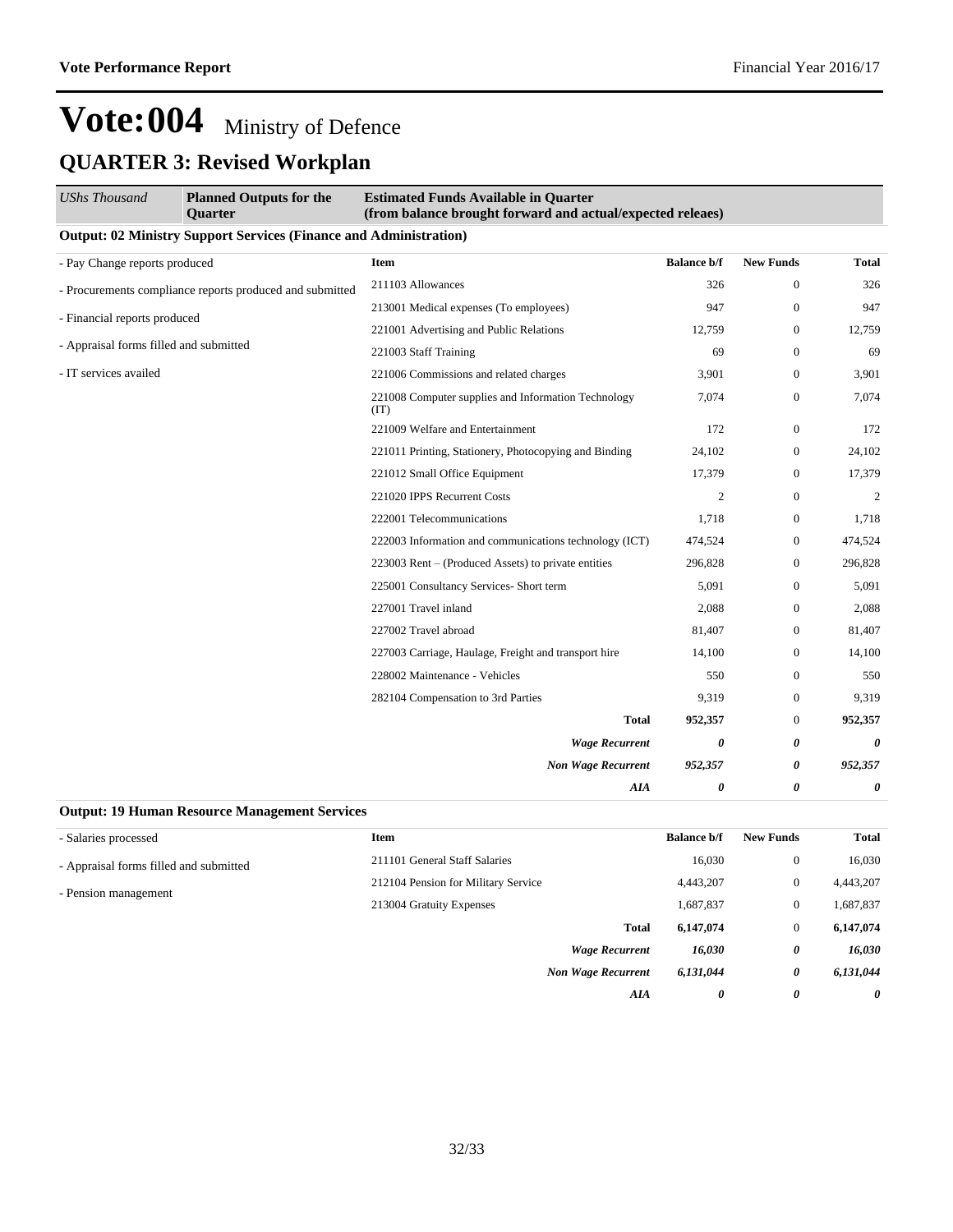# Vote:004 Ministry of Defence

## QUARTER 3: Revised Workplan

| *UShs Thousand* | **Planned Outputs for the Quarter** | **Estimated Funds Available in Quarter (from balance brought forward and actual/expected releaes)** | | | |
|---|---|---|---|---|---|

**Output: 02 Ministry Support Services (Finance and Administration)**

| Planned Outputs | Item | Balance b/f | New Funds | Total |
|---|---|---|---|---|
| - Pay Change reports produced | 211103 Allowances | 326 | 0 | 326 |
| - Procurements compliance reports produced and submitted | 213001 Medical expenses (To employees) | 947 | 0 | 947 |
| - Financial reports produced | 221001 Advertising and Public Relations | 12,759 | 0 | 12,759 |
| - Appraisal forms filled and submitted | 221003 Staff Training | 69 | 0 | 69 |
| - IT services availed | 221006 Commissions and related charges | 3,901 | 0 | 3,901 |
| | 221008 Computer supplies and Information Technology (IT) | 7,074 | 0 | 7,074 |
| | 221009 Welfare and Entertainment | 172 | 0 | 172 |
| | 221011 Printing, Stationery, Photocopying and Binding | 24,102 | 0 | 24,102 |
| | 221012 Small Office Equipment | 17,379 | 0 | 17,379 |
| | 221020 IPPS Recurrent Costs | 2 | 0 | 2 |
| | 222001 Telecommunications | 1,718 | 0 | 1,718 |
| | 222003 Information and communications technology (ICT) | 474,524 | 0 | 474,524 |
| | 223003 Rent – (Produced Assets) to private entities | 296,828 | 0 | 296,828 |
| | 225001 Consultancy Services- Short term | 5,091 | 0 | 5,091 |
| | 227001 Travel inland | 2,088 | 0 | 2,088 |
| | 227002 Travel abroad | 81,407 | 0 | 81,407 |
| | 227003 Carriage, Haulage, Freight and transport hire | 14,100 | 0 | 14,100 |
| | 228002 Maintenance - Vehicles | 550 | 0 | 550 |
| | 282104 Compensation to 3rd Parties | 9,319 | 0 | 9,319 |
| | **Total** | **952,357** | 0 | **952,357** |
| | ***Wage Recurrent*** | ***0*** | ***0*** | ***0*** |
| | ***Non Wage Recurrent*** | ***952,357*** | ***0*** | ***952,357*** |
| | ***AIA*** | ***0*** | ***0*** | ***0*** |

**Output: 19 Human Resource Management Services**

| Planned Outputs | Item | Balance b/f | New Funds | Total |
|---|---|---|---|---|
| - Salaries processed | 211101 General Staff Salaries | 16,030 | 0 | 16,030 |
| - Appraisal forms filled and submitted | 212104 Pension for Military Service | 4,443,207 | 0 | 4,443,207 |
| - Pension management | 213004 Gratuity Expenses | 1,687,837 | 0 | 1,687,837 |
| | **Total** | **6,147,074** | 0 | **6,147,074** |
| | ***Wage Recurrent*** | ***16,030*** | ***0*** | ***16,030*** |
| | ***Non Wage Recurrent*** | ***6,131,044*** | ***0*** | ***6,131,044*** |
| | ***AIA*** | ***0*** | ***0*** | ***0*** |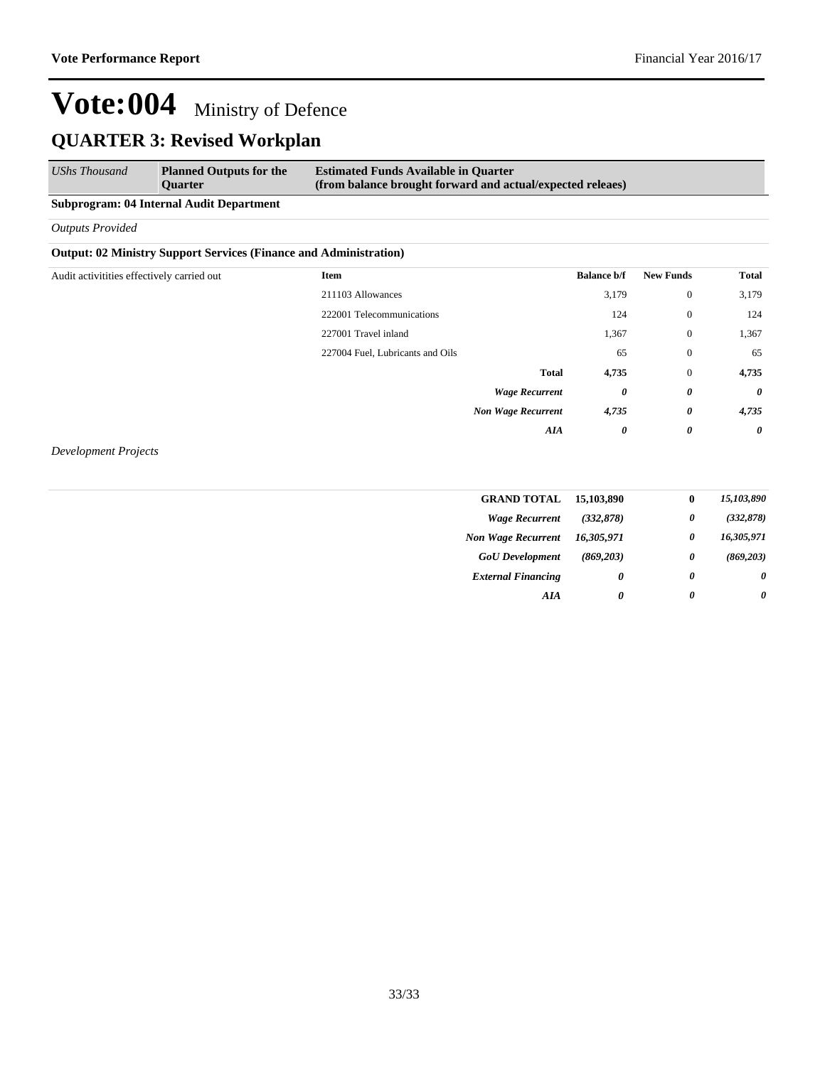# Vote:004 Ministry of Defence

## QUARTER 3: Revised Workplan

| *UShs Thousand* | **Planned Outputs for the Quarter** | **Estimated Funds Available in Quarter (from balance brought forward and actual/expected releaes)** | | | |
|---|---|---|---|---|---|
| **Subprogram: 04 Internal Audit Department** | | | | | |
| *Outputs Provided* | | | | | |
| **Output: 02 Ministry Support Services (Finance and Administration)** | | | | | |
| Audit activitities effectively carried out | | **Item** | **Balance b/f** | **New Funds** | **Total** |
| | | 211103 Allowances | 3,179 | 0 | 3,179 |
| | | 222001 Telecommunications | 124 | 0 | 124 |
| | | 227001 Travel inland | 1,367 | 0 | 1,367 |
| | | 227004 Fuel, Lubricants and Oils | 65 | 0 | 65 |
| | | **Total** | **4,735** | 0 | **4,735** |
| | | ***Wage Recurrent*** | ***0*** | ***0*** | ***0*** |
| | | ***Non Wage Recurrent*** | ***4,735*** | ***0*** | ***4,735*** |
| | | ***AIA*** | ***0*** | ***0*** | ***0*** |
| *Development Projects* | | | | | |

| | | | |
|---|---|---|---|
| **GRAND TOTAL** | **15,103,890** | **0** | ***15,103,890*** |
| ***Wage Recurrent*** | ***(332,878)*** | ***0*** | ***(332,878)*** |
| ***Non Wage Recurrent*** | ***16,305,971*** | ***0*** | ***16,305,971*** |
| ***GoU Development*** | ***(869,203)*** | ***0*** | ***(869,203)*** |
| ***External Financing*** | ***0*** | ***0*** | ***0*** |
| ***AIA*** | ***0*** | ***0*** | ***0*** |